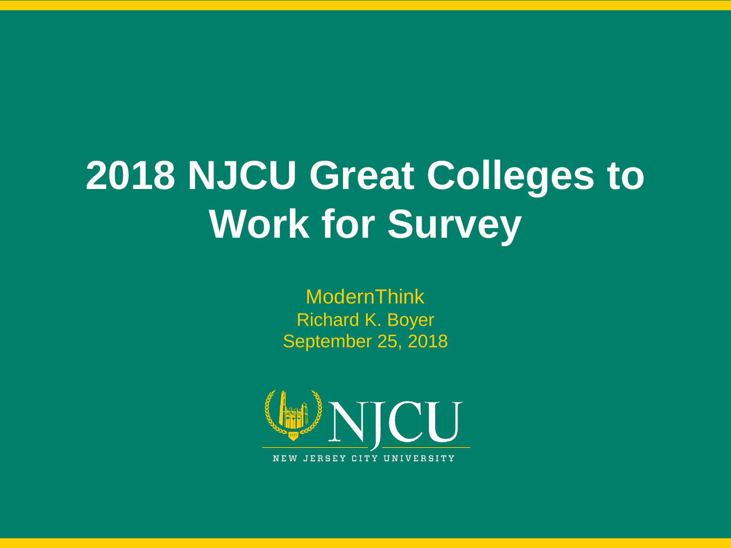# 2018 NJCU Great Colleges to Work for Survey

ModernThink
Richard K. Boyer
September 25, 2018

NJCU
NEW JERSEY CITY UNIVERSITY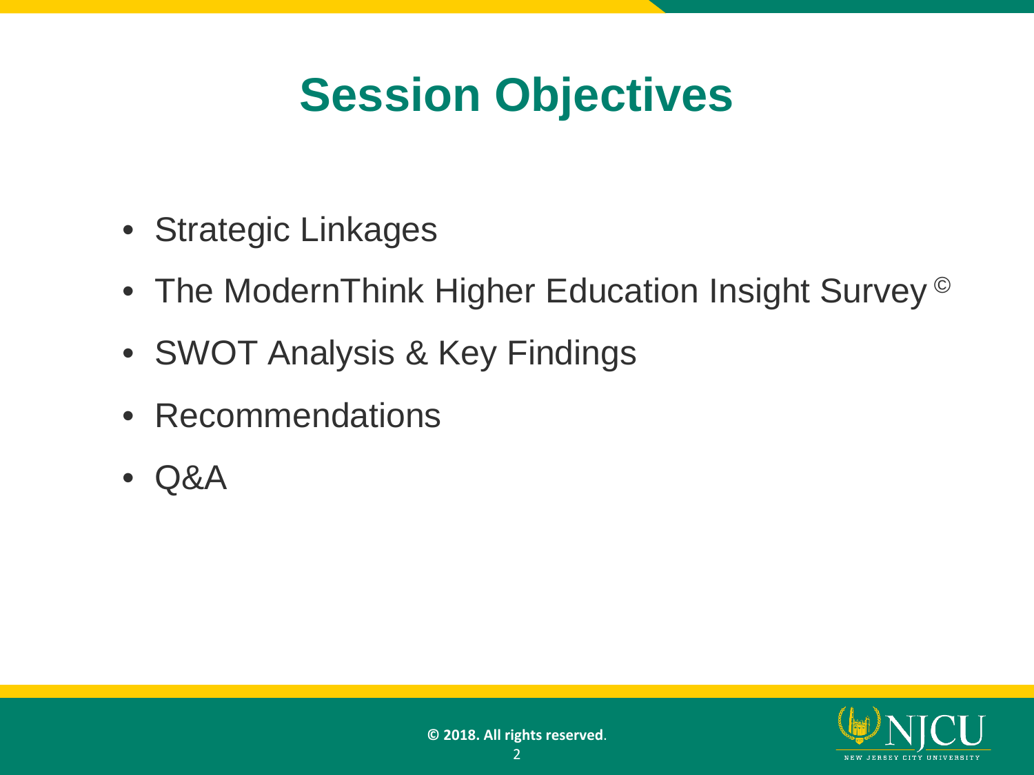# Session Objectives

- Strategic Linkages
- The ModernThink Higher Education Insight Survey ©
- SWOT Analysis & Key Findings
- Recommendations
- Q&A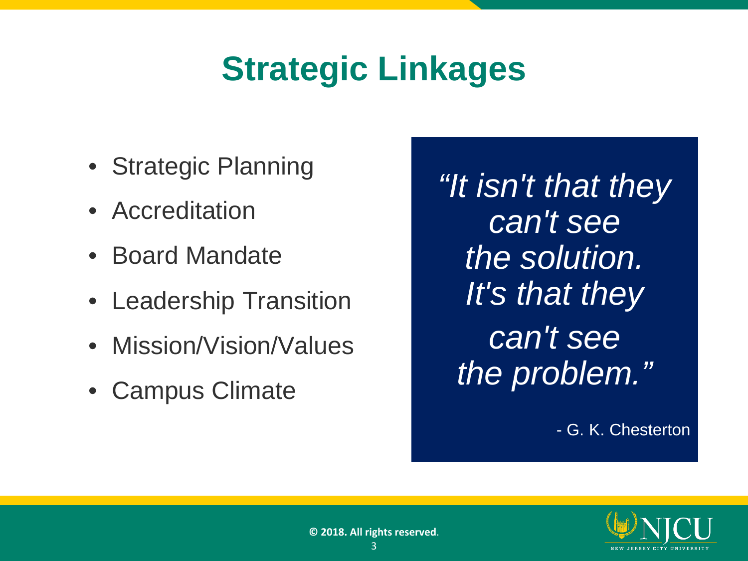# Strategic Linkages

- Strategic Planning
- Accreditation
- Board Mandate
- Leadership Transition
- Mission/Vision/Values
- Campus Climate

> *"It isn't that they can't see the solution. It's that they can't see the problem."*
>
> \- G. K. Chesterton

© 2018. All rights reserved.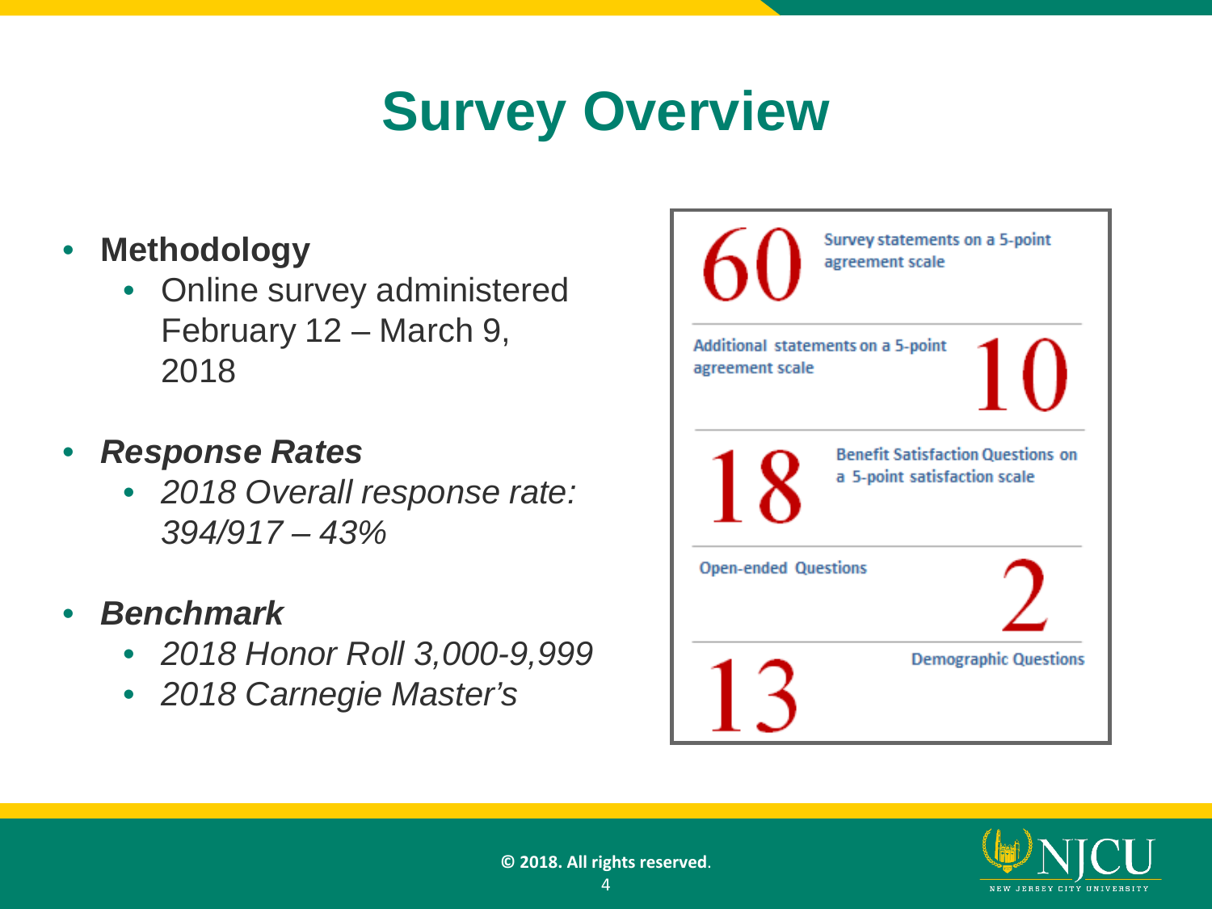# Survey Overview

- **Methodology**
  - Online survey administered February 12 – March 9, 2018
- ***Response Rates***
  - *2018 Overall response rate: 394/917 – 43%*
- ***Benchmark***
  - *2018 Honor Roll 3,000-9,999*
  - *2018 Carnegie Master's*

**60** Survey statements on a 5-point agreement scale

**10** Additional statements on a 5-point agreement scale

**18** Benefit Satisfaction Questions on a 5-point satisfaction scale

**2** Open-ended Questions

**13** Demographic Questions

© 2018. All rights reserved.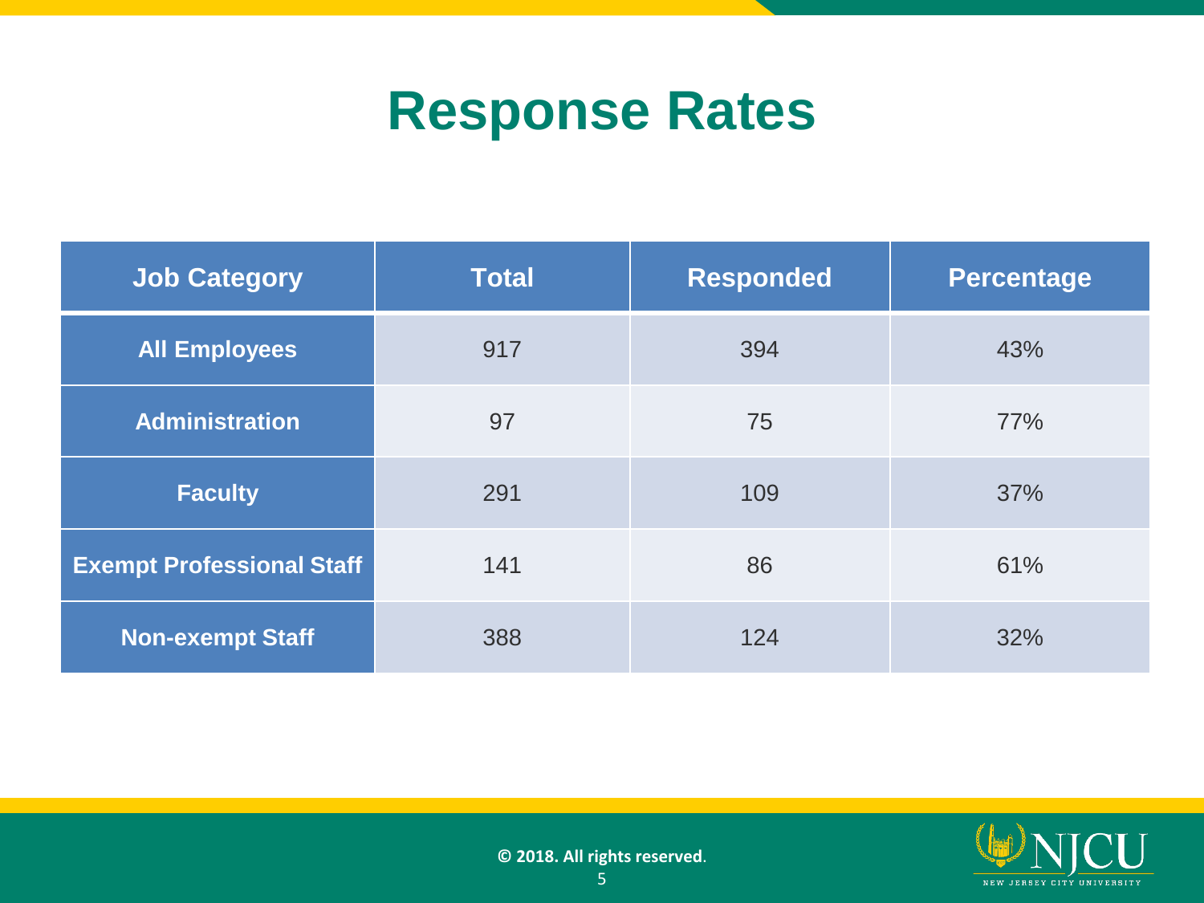# Response Rates

| Job Category | Total | Responded | Percentage |
|---|---|---|---|
| **All Employees** | 917 | 394 | 43% |
| **Administration** | 97 | 75 | 77% |
| **Faculty** | 291 | 109 | 37% |
| **Exempt Professional Staff** | 141 | 86 | 61% |
| **Non-exempt Staff** | 388 | 124 | 32% |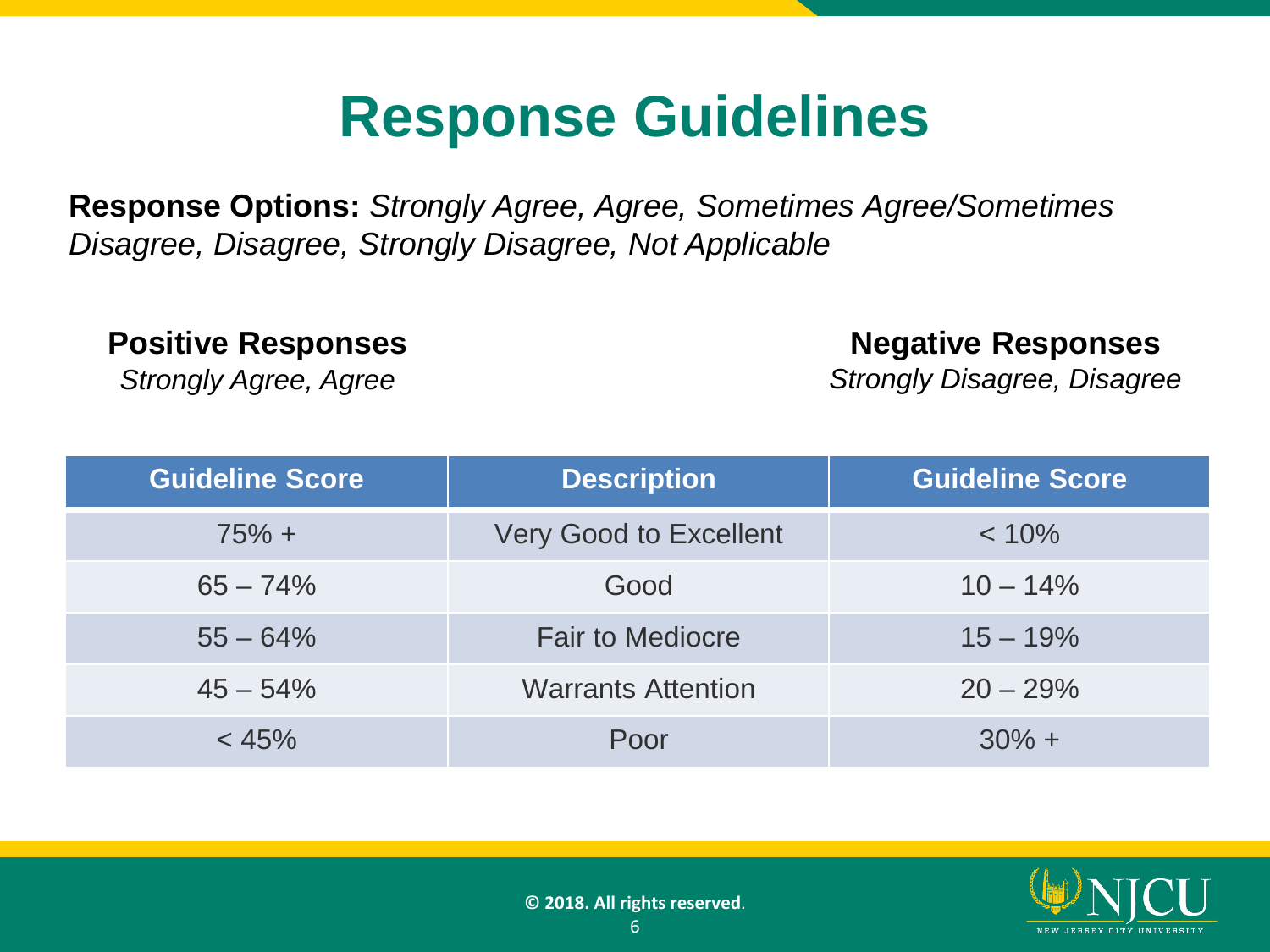# Response Guidelines

**Response Options:** *Strongly Agree, Agree, Sometimes Agree/Sometimes Disagree, Disagree, Strongly Disagree, Not Applicable*

**Positive Responses**
*Strongly Agree, Agree*

**Negative Responses**
*Strongly Disagree, Disagree*

| Guideline Score | Description | Guideline Score |
|---|---|---|
| 75% + | Very Good to Excellent | < 10% |
| 65 – 74% | Good | 10 – 14% |
| 55 – 64% | Fair to Mediocre | 15 – 19% |
| 45 – 54% | Warrants Attention | 20 – 29% |
| < 45% | Poor | 30% + |

**© 2018. All rights reserved**.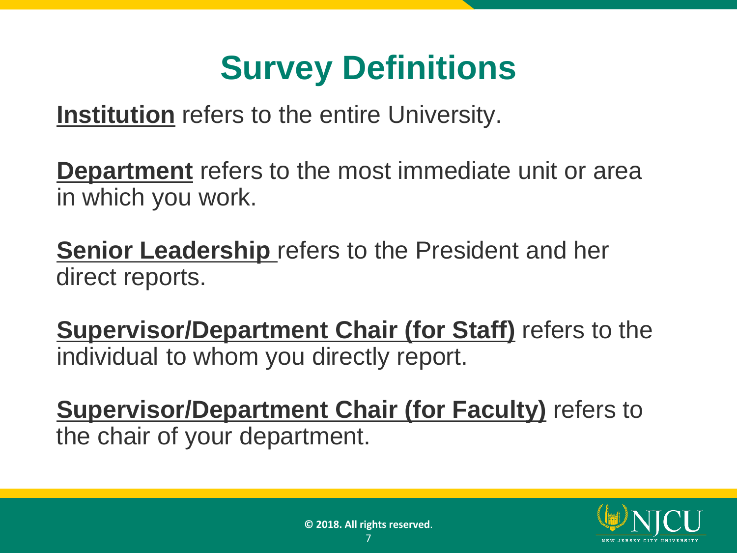# Survey Definitions

**Institution** refers to the entire University.

**Department** refers to the most immediate unit or area in which you work.

**Senior Leadership** refers to the President and her direct reports.

**Supervisor/Department Chair (for Staff)** refers to the individual to whom you directly report.

**Supervisor/Department Chair (for Faculty)** refers to the chair of your department.

© 2018. All rights reserved.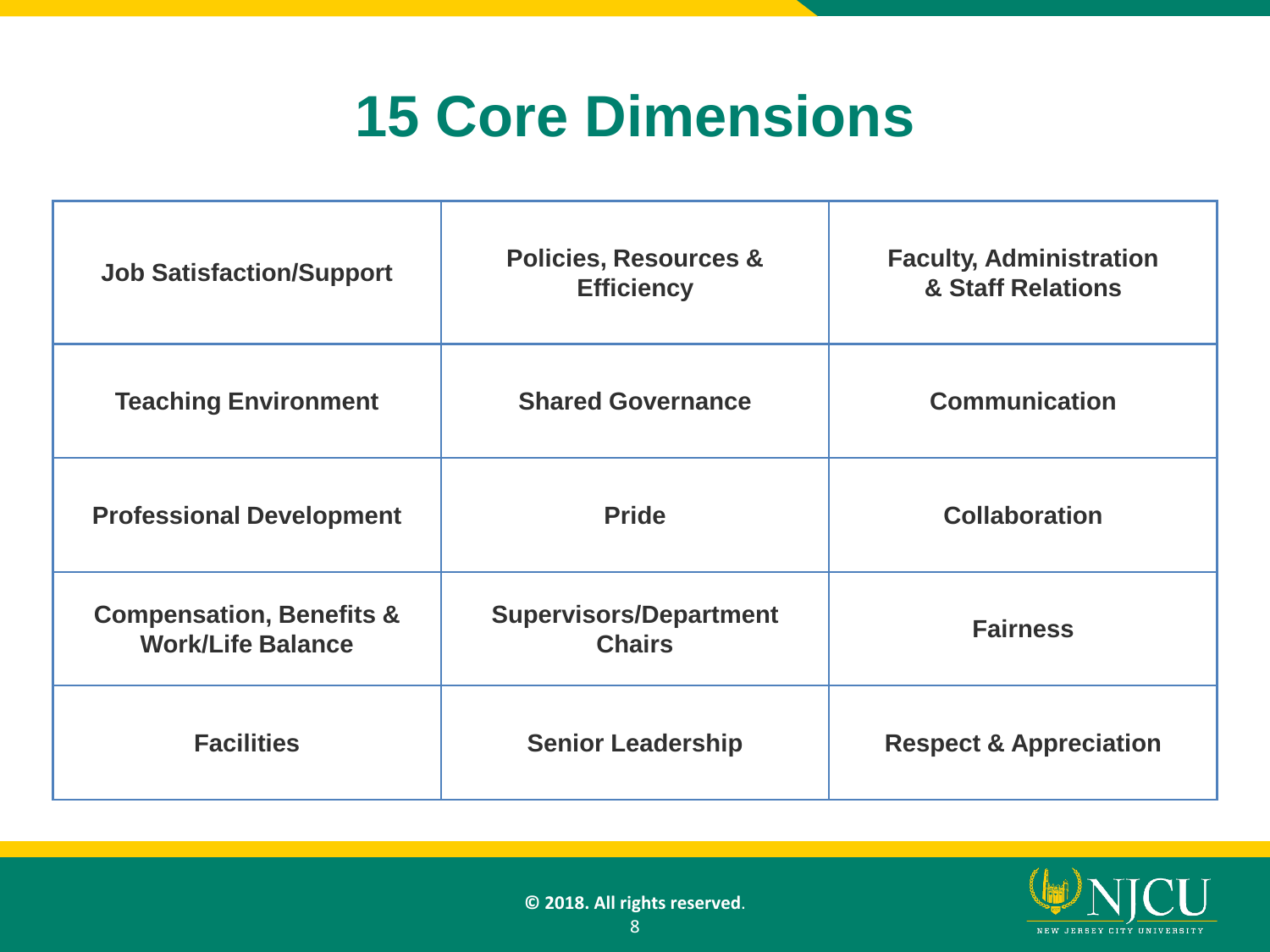# 15 Core Dimensions

| | | |
|---|---|---|
| Job Satisfaction/Support | Policies, Resources & Efficiency | Faculty, Administration & Staff Relations |
| Teaching Environment | Shared Governance | Communication |
| Professional Development | Pride | Collaboration |
| Compensation, Benefits & Work/Life Balance | Supervisors/Department Chairs | Fairness |
| Facilities | Senior Leadership | Respect & Appreciation |

© 2018. All rights reserved.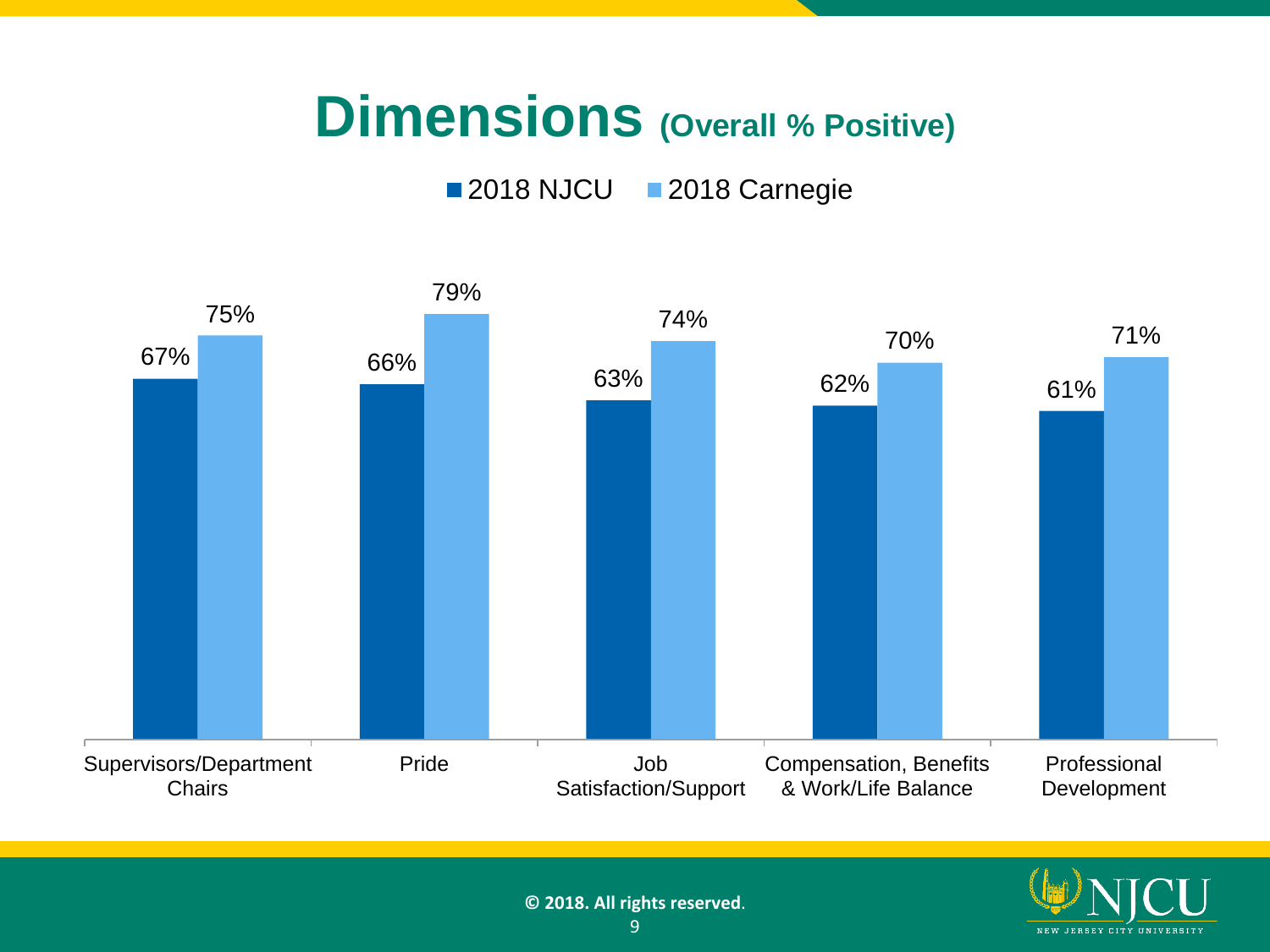# Dimensions (Overall % Positive)

| Dimension | 2018 NJCU | 2018 Carnegie |
|---|---|---|
| Supervisors/Department Chairs | 67% | 75% |
| Pride | 66% | 79% |
| Job Satisfaction/Support | 63% | 74% |
| Compensation, Benefits & Work/Life Balance | 62% | 70% |
| Professional Development | 61% | 71% |

© 2018. All rights reserved.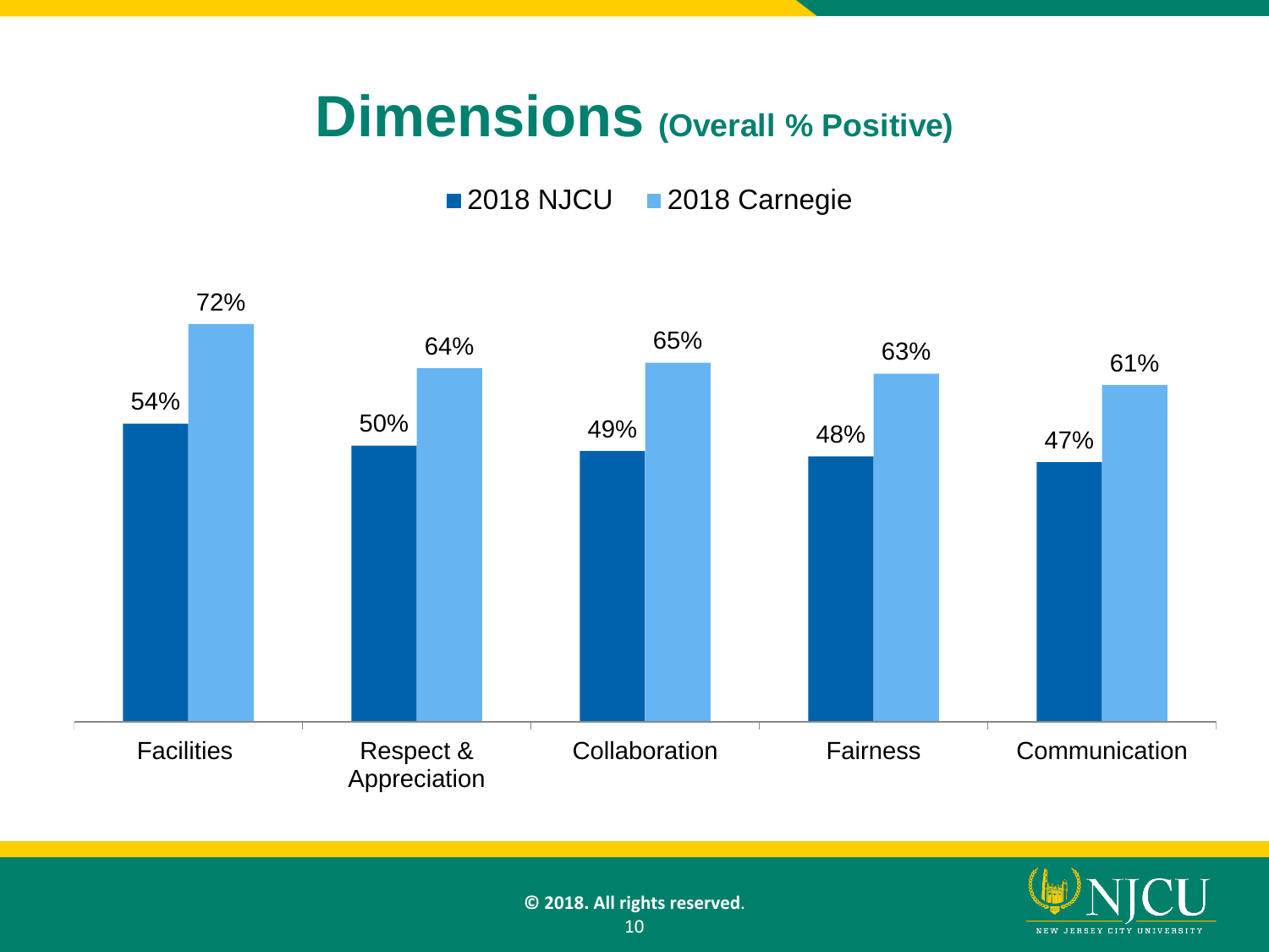# Dimensions (Overall % Positive)

| Dimension | 2018 NJCU | 2018 Carnegie |
| --- | --- | --- |
| Facilities | 54% | 72% |
| Respect & Appreciation | 50% | 64% |
| Collaboration | 49% | 65% |
| Fairness | 48% | 63% |
| Communication | 47% | 61% |

© 2018. All rights reserved.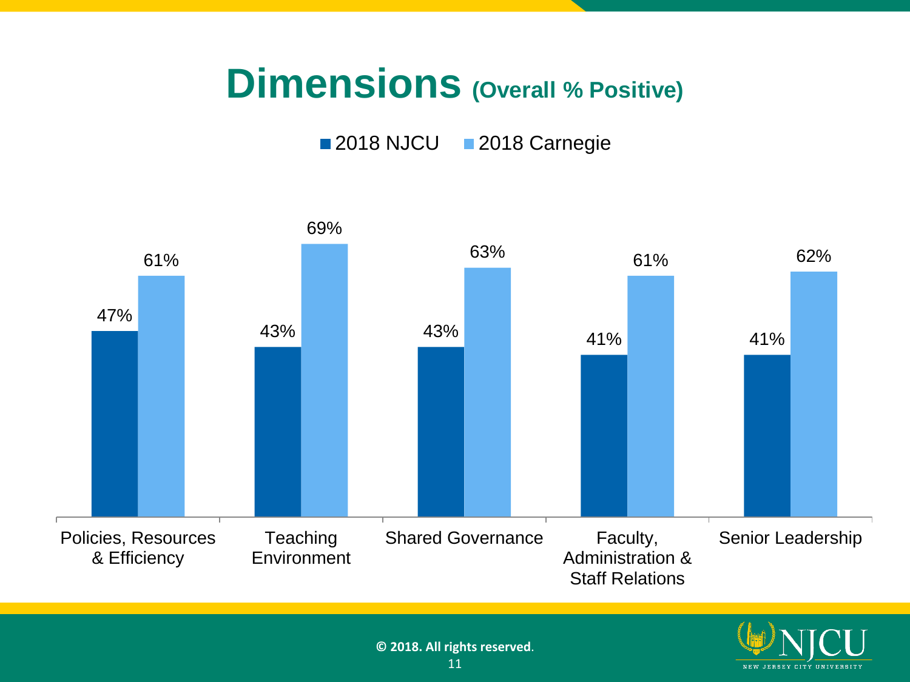# Dimensions (Overall % Positive)

| Dimension | 2018 NJCU | 2018 Carnegie |
|---|---|---|
| Policies, Resources & Efficiency | 47% | 61% |
| Teaching Environment | 43% | 69% |
| Shared Governance | 43% | 63% |
| Faculty, Administration & Staff Relations | 41% | 61% |
| Senior Leadership | 41% | 62% |

© 2018. All rights reserved.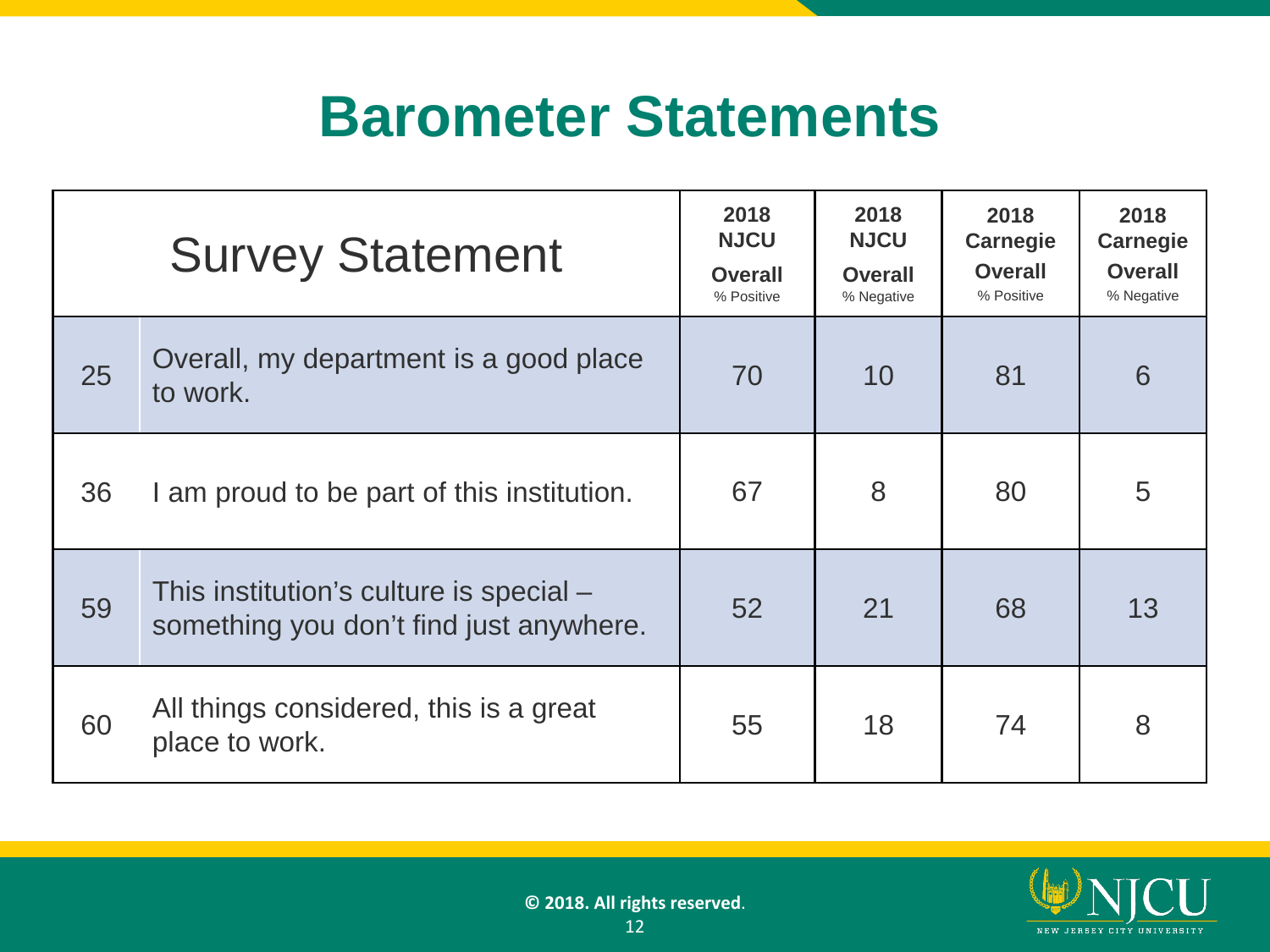# Barometer Statements

| | Survey Statement | 2018 NJCU Overall % Positive | 2018 NJCU Overall % Negative | 2018 Carnegie Overall % Positive | 2018 Carnegie Overall % Negative |
|---|---|---|---|---|---|
| 25 | Overall, my department is a good place to work. | 70 | 10 | 81 | 6 |
| 36 | I am proud to be part of this institution. | 67 | 8 | 80 | 5 |
| 59 | This institution's culture is special – something you don't find just anywhere. | 52 | 21 | 68 | 13 |
| 60 | All things considered, this is a great place to work. | 55 | 18 | 74 | 8 |

**© 2018. All rights reserved.**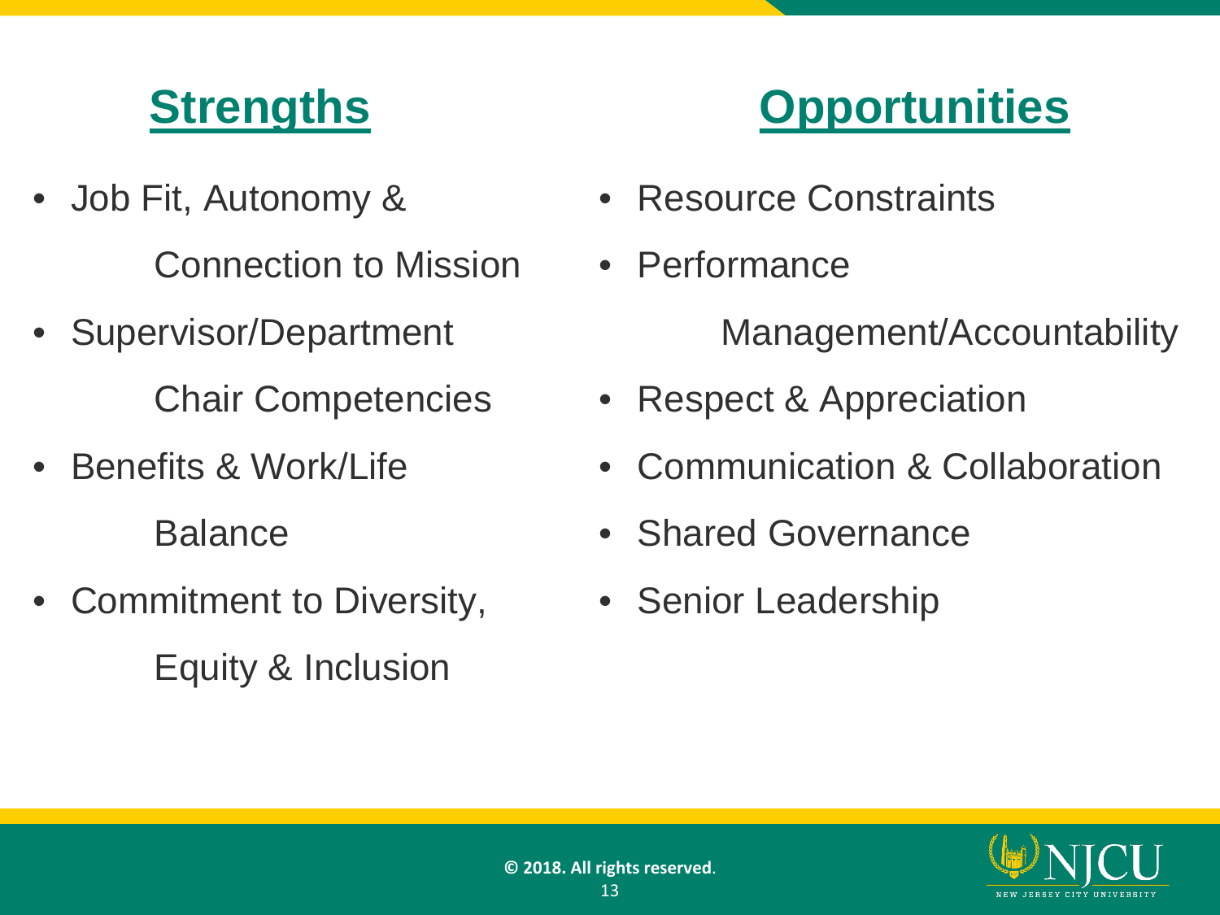## Strengths

- Job Fit, Autonomy & Connection to Mission
- Supervisor/Department Chair Competencies
- Benefits & Work/Life Balance
- Commitment to Diversity, Equity & Inclusion

## Opportunities

- Resource Constraints
- Performance Management/Accountability
- Respect & Appreciation
- Communication & Collaboration
- Shared Governance
- Senior Leadership

**© 2018. All rights reserved**.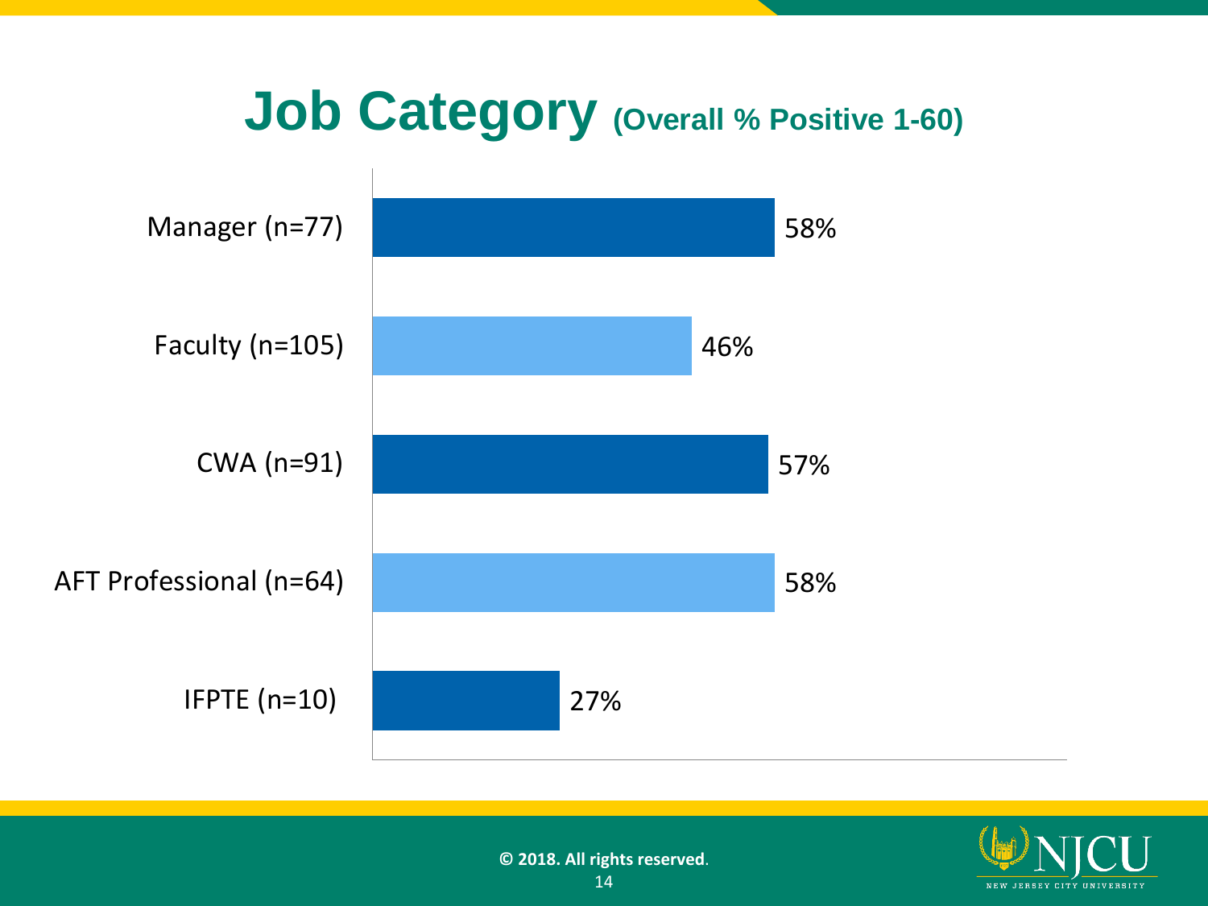# Job Category (Overall % Positive 1-60)

| Job Category | % Positive |
|---|---|
| Manager (n=77) | 58% |
| Faculty (n=105) | 46% |
| CWA (n=91) | 57% |
| AFT Professional (n=64) | 58% |
| IFPTE (n=10) | 27% |

**© 2018. All rights reserved.**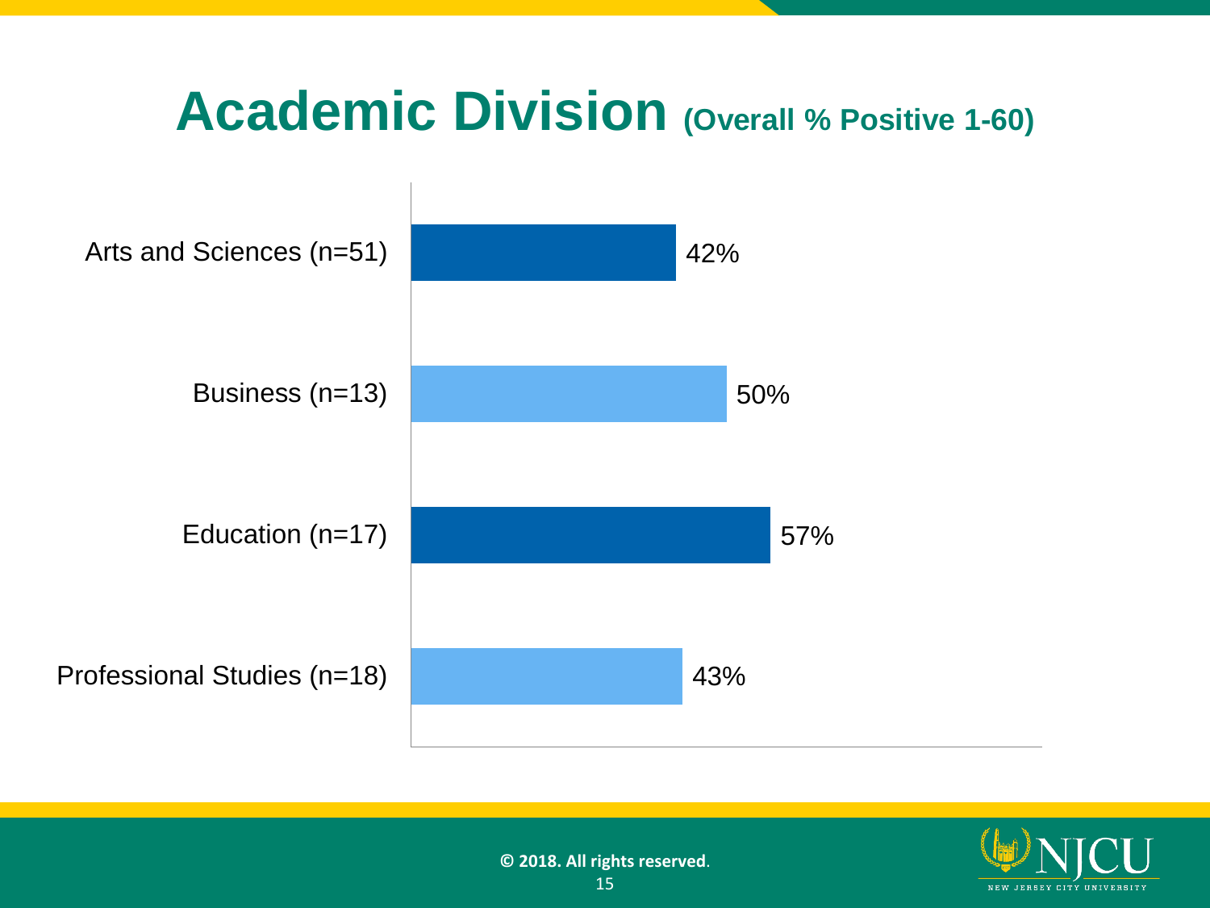# Academic Division (Overall % Positive 1-60)

| Academic Division | Overall % Positive |
|---|---|
| Arts and Sciences (n=51) | 42% |
| Business (n=13) | 50% |
| Education (n=17) | 57% |
| Professional Studies (n=18) | 43% |

© 2018. All rights reserved.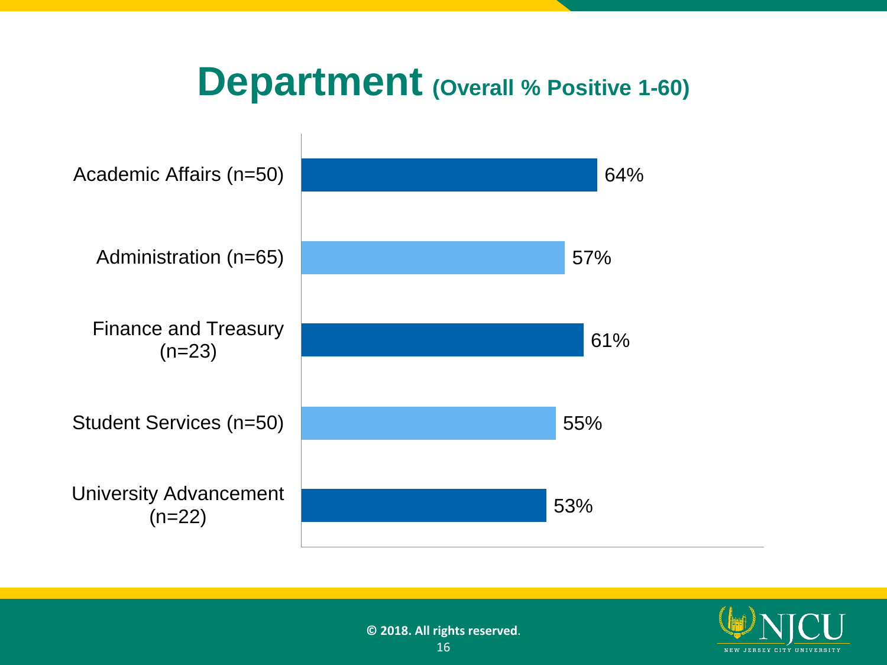# Department (Overall % Positive 1-60)

| Department | Overall % Positive |
|---|---|
| Academic Affairs (n=50) | 64% |
| Administration (n=65) | 57% |
| Finance and Treasury (n=23) | 61% |
| Student Services (n=50) | 55% |
| University Advancement (n=22) | 53% |

© 2018. All rights reserved.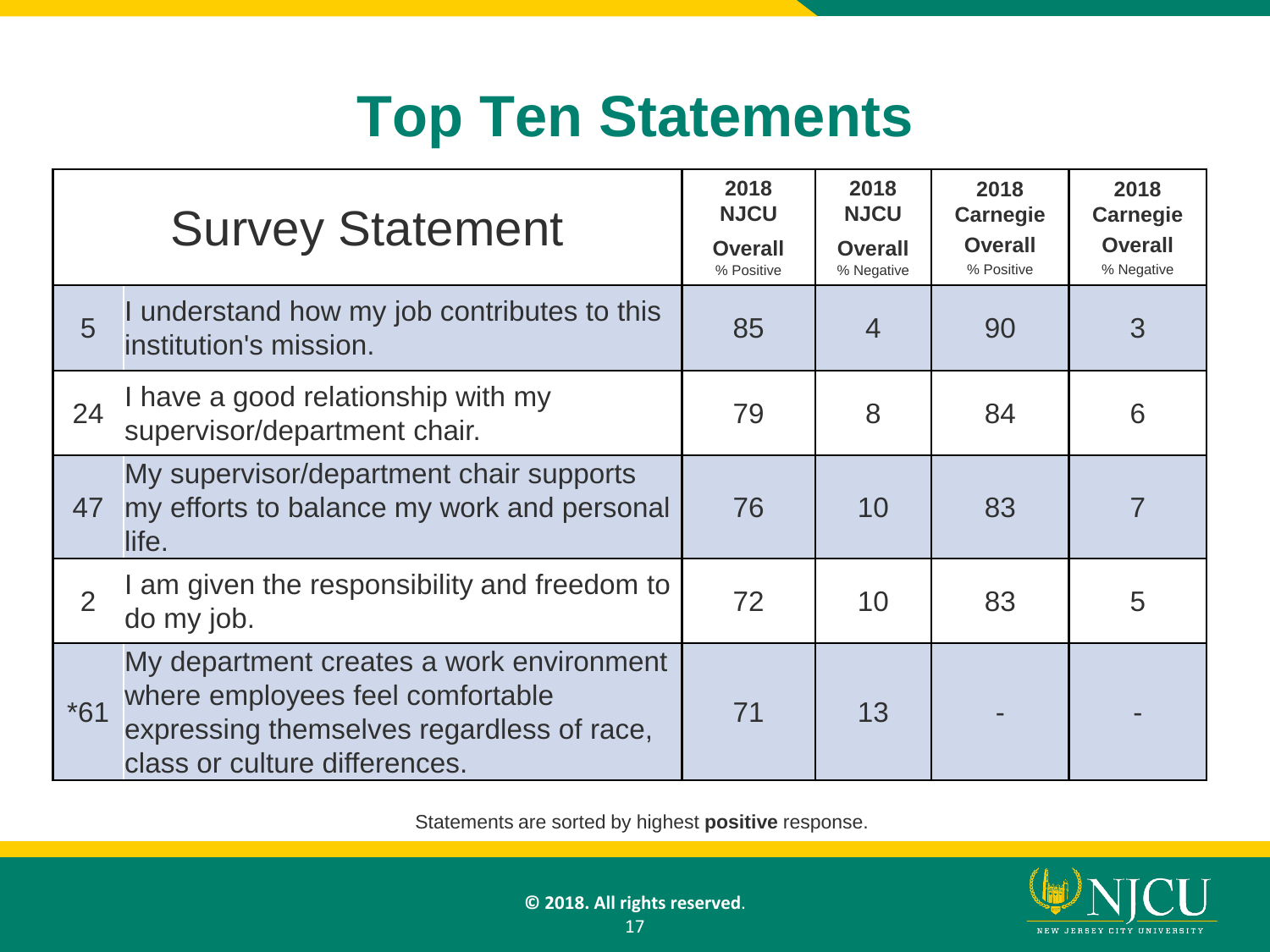# Top Ten Statements

| | Survey Statement | 2018 NJCU Overall % Positive | 2018 NJCU Overall % Negative | 2018 Carnegie Overall % Positive | 2018 Carnegie Overall % Negative |
|---|---|---|---|---|---|
| 5 | I understand how my job contributes to this institution's mission. | 85 | 4 | 90 | 3 |
| 24 | I have a good relationship with my supervisor/department chair. | 79 | 8 | 84 | 6 |
| 47 | My supervisor/department chair supports my efforts to balance my work and personal life. | 76 | 10 | 83 | 7 |
| 2 | I am given the responsibility and freedom to do my job. | 72 | 10 | 83 | 5 |
| *61 | My department creates a work environment where employees feel comfortable expressing themselves regardless of race, class or culture differences. | 71 | 13 | - | - |

Statements are sorted by highest **positive** response.

**© 2018. All rights reserved**.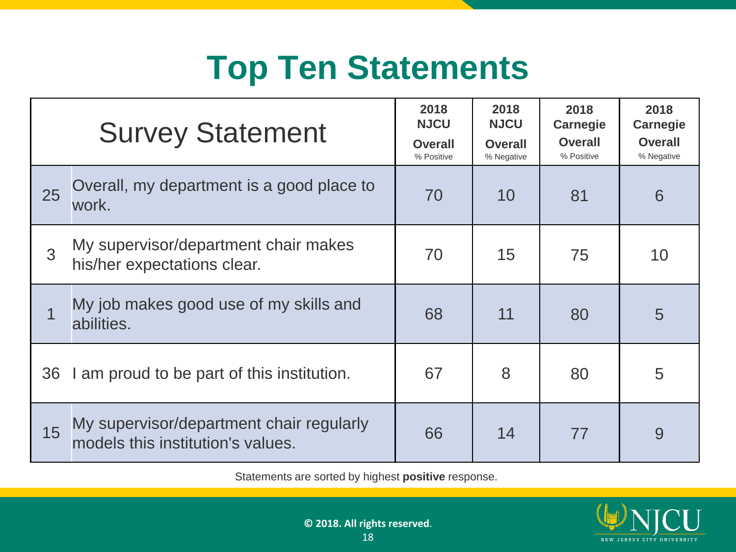# Top Ten Statements

| | Survey Statement | 2018 NJCU Overall % Positive | 2018 NJCU Overall % Negative | 2018 Carnegie Overall % Positive | 2018 Carnegie Overall % Negative |
|---|---|---|---|---|---|
| 25 | Overall, my department is a good place to work. | 70 | 10 | 81 | 6 |
| 3 | My supervisor/department chair makes his/her expectations clear. | 70 | 15 | 75 | 10 |
| 1 | My job makes good use of my skills and abilities. | 68 | 11 | 80 | 5 |
| 36 | I am proud to be part of this institution. | 67 | 8 | 80 | 5 |
| 15 | My supervisor/department chair regularly models this institution's values. | 66 | 14 | 77 | 9 |

Statements are sorted by highest **positive** response.

**© 2018. All rights reserved**.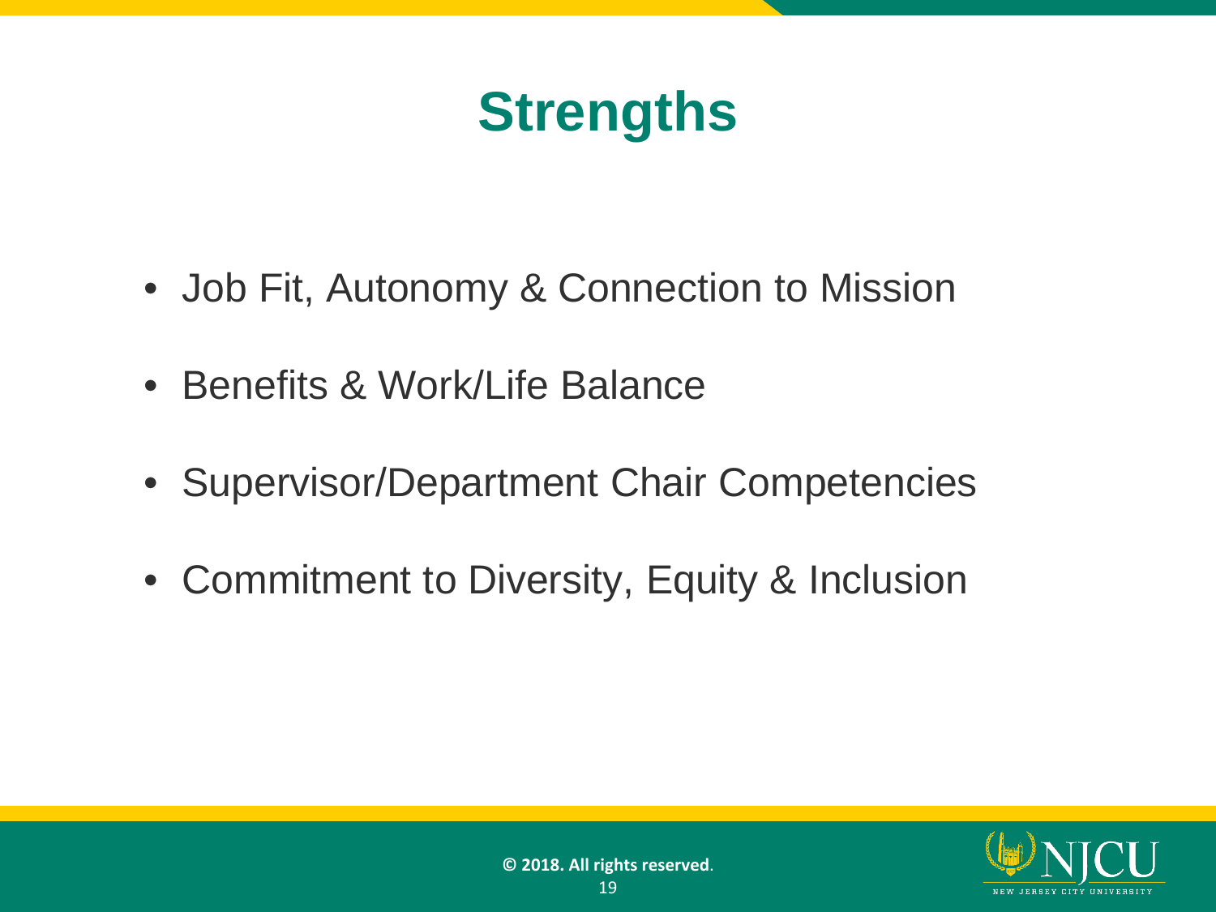# Strengths

- Job Fit, Autonomy & Connection to Mission
- Benefits & Work/Life Balance
- Supervisor/Department Chair Competencies
- Commitment to Diversity, Equity & Inclusion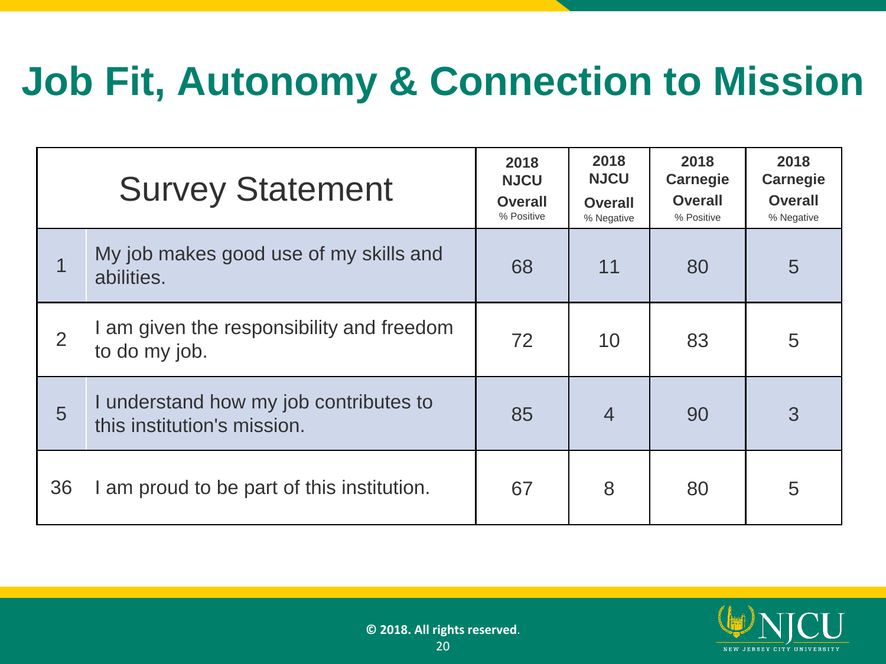# Job Fit, Autonomy & Connection to Mission

| | Survey Statement | 2018 NJCU Overall % Positive | 2018 NJCU Overall % Negative | 2018 Carnegie Overall % Positive | 2018 Carnegie Overall % Negative |
|---|---|---|---|---|---|
| 1 | My job makes good use of my skills and abilities. | 68 | 11 | 80 | 5 |
| 2 | I am given the responsibility and freedom to do my job. | 72 | 10 | 83 | 5 |
| 5 | I understand how my job contributes to this institution's mission. | 85 | 4 | 90 | 3 |
| 36 | I am proud to be part of this institution. | 67 | 8 | 80 | 5 |

**© 2018. All rights reserved**.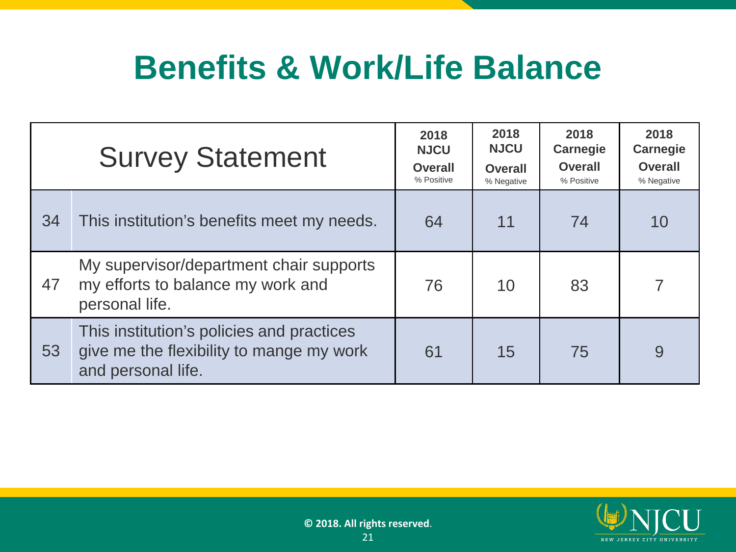# Benefits & Work/Life Balance

| | Survey Statement | 2018 NJCU Overall % Positive | 2018 NJCU Overall % Negative | 2018 Carnegie Overall % Positive | 2018 Carnegie Overall % Negative |
|---|---|---|---|---|---|
| 34 | This institution's benefits meet my needs. | 64 | 11 | 74 | 10 |
| 47 | My supervisor/department chair supports my efforts to balance my work and personal life. | 76 | 10 | 83 | 7 |
| 53 | This institution's policies and practices give me the flexibility to mange my work and personal life. | 61 | 15 | 75 | 9 |

© 2018. All rights reserved.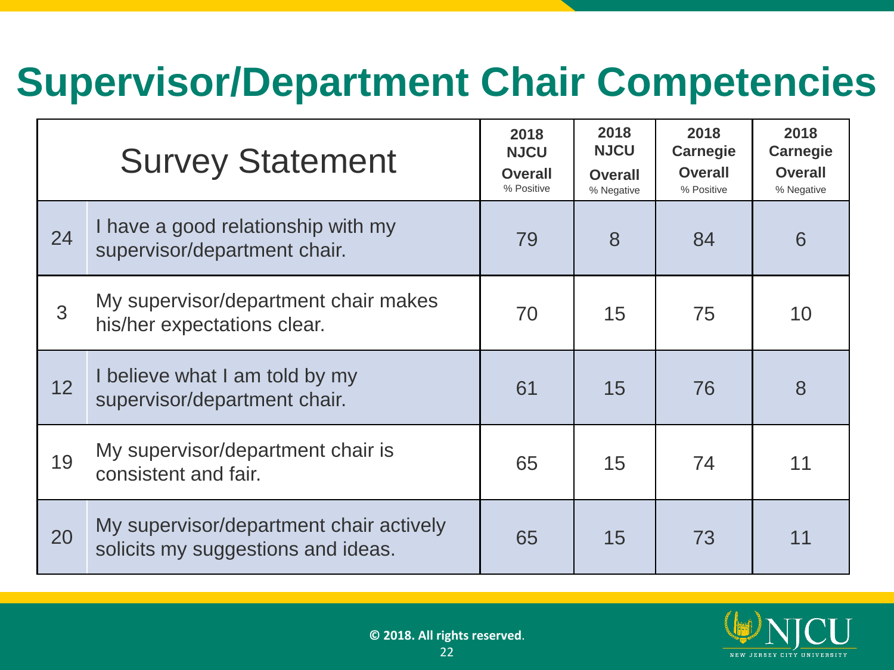# Supervisor/Department Chair Competencies

| | Survey Statement | 2018 NJCU Overall % Positive | 2018 NJCU Overall % Negative | 2018 Carnegie Overall % Positive | 2018 Carnegie Overall % Negative |
|---|---|---|---|---|---|
| 24 | I have a good relationship with my supervisor/department chair. | 79 | 8 | 84 | 6 |
| 3 | My supervisor/department chair makes his/her expectations clear. | 70 | 15 | 75 | 10 |
| 12 | I believe what I am told by my supervisor/department chair. | 61 | 15 | 76 | 8 |
| 19 | My supervisor/department chair is consistent and fair. | 65 | 15 | 74 | 11 |
| 20 | My supervisor/department chair actively solicits my suggestions and ideas. | 65 | 15 | 73 | 11 |

**© 2018. All rights reserved.**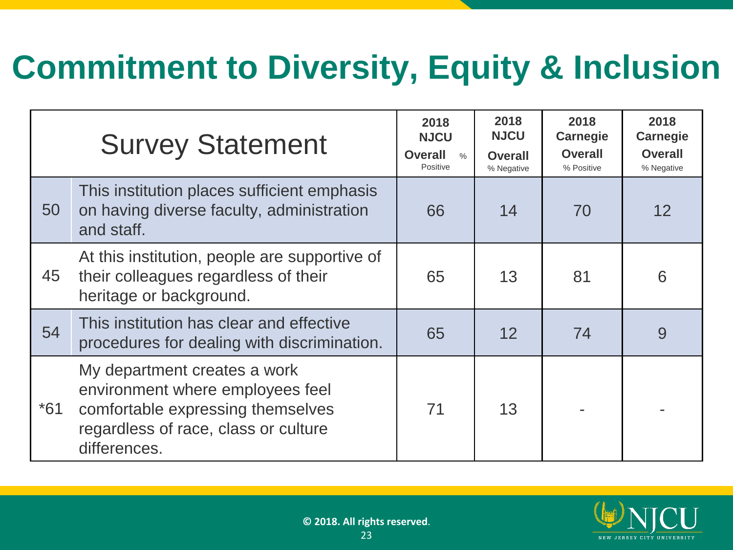# Commitment to Diversity, Equity & Inclusion

| | Survey Statement | 2018 NJCU Overall % Positive | 2018 NJCU Overall % Negative | 2018 Carnegie Overall % Positive | 2018 Carnegie Overall % Negative |
|---|---|---|---|---|---|
| 50 | This institution places sufficient emphasis on having diverse faculty, administration and staff. | 66 | 14 | 70 | 12 |
| 45 | At this institution, people are supportive of their colleagues regardless of their heritage or background. | 65 | 13 | 81 | 6 |
| 54 | This institution has clear and effective procedures for dealing with discrimination. | 65 | 12 | 74 | 9 |
| *61 | My department creates a work environment where employees feel comfortable expressing themselves regardless of race, class or culture differences. | 71 | 13 | - | - |

© 2018. All rights reserved.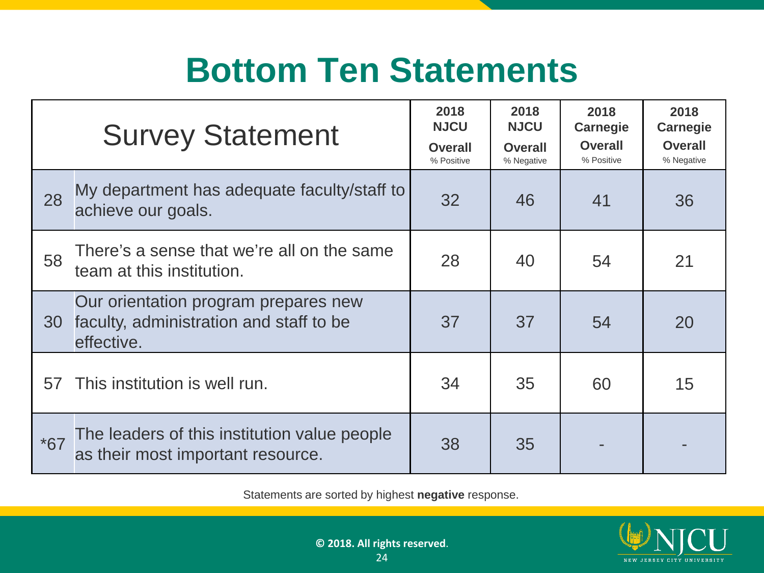# Bottom Ten Statements

| | Survey Statement | 2018 NJCU Overall % Positive | 2018 NJCU Overall % Negative | 2018 Carnegie Overall % Positive | 2018 Carnegie Overall % Negative |
|---|---|---|---|---|---|
| 28 | My department has adequate faculty/staff to achieve our goals. | 32 | 46 | 41 | 36 |
| 58 | There's a sense that we're all on the same team at this institution. | 28 | 40 | 54 | 21 |
| 30 | Our orientation program prepares new faculty, administration and staff to be effective. | 37 | 37 | 54 | 20 |
| 57 | This institution is well run. | 34 | 35 | 60 | 15 |
| *67 | The leaders of this institution value people as their most important resource. | 38 | 35 | - | - |

Statements are sorted by highest **negative** response.

**© 2018. All rights reserved**.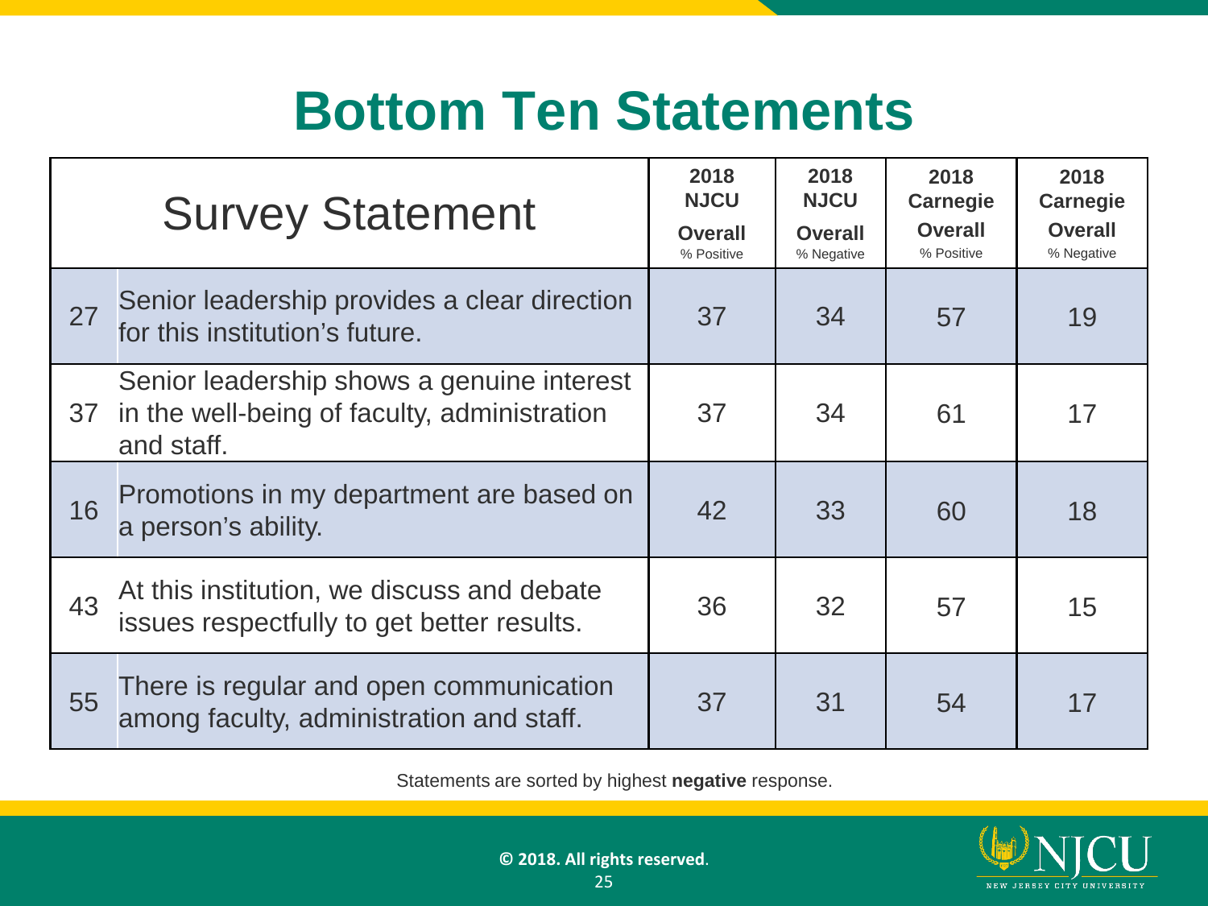# Bottom Ten Statements

| | Survey Statement | 2018 NJCU Overall % Positive | 2018 NJCU Overall % Negative | 2018 Carnegie Overall % Positive | 2018 Carnegie Overall % Negative |
|---|---|---|---|---|---|
| 27 | Senior leadership provides a clear direction for this institution's future. | 37 | 34 | 57 | 19 |
| 37 | Senior leadership shows a genuine interest in the well-being of faculty, administration and staff. | 37 | 34 | 61 | 17 |
| 16 | Promotions in my department are based on a person's ability. | 42 | 33 | 60 | 18 |
| 43 | At this institution, we discuss and debate issues respectfully to get better results. | 36 | 32 | 57 | 15 |
| 55 | There is regular and open communication among faculty, administration and staff. | 37 | 31 | 54 | 17 |

Statements are sorted by highest **negative** response.

**© 2018. All rights reserved**.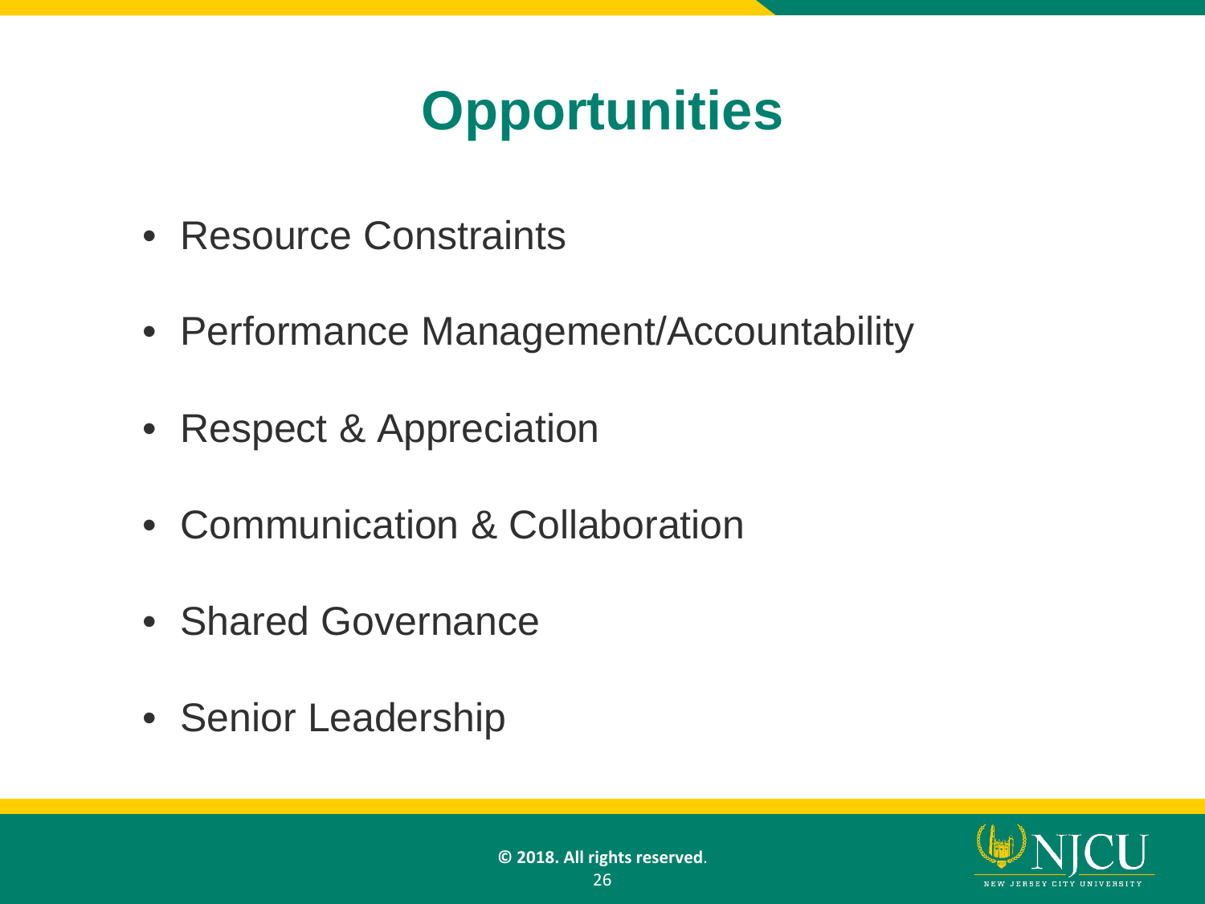# Opportunities

- Resource Constraints
- Performance Management/Accountability
- Respect & Appreciation
- Communication & Collaboration
- Shared Governance
- Senior Leadership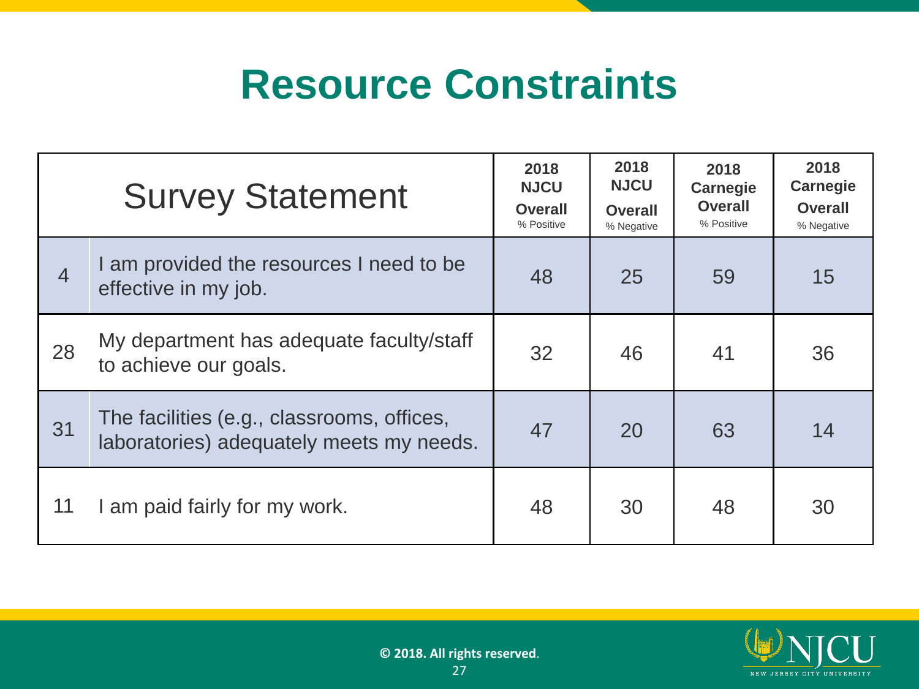# Resource Constraints

| | Survey Statement | 2018 NJCU Overall % Positive | 2018 NJCU Overall % Negative | 2018 Carnegie Overall % Positive | 2018 Carnegie Overall % Negative |
|---|---|---|---|---|---|
| 4 | I am provided the resources I need to be effective in my job. | 48 | 25 | 59 | 15 |
| 28 | My department has adequate faculty/staff to achieve our goals. | 32 | 46 | 41 | 36 |
| 31 | The facilities (e.g., classrooms, offices, laboratories) adequately meets my needs. | 47 | 20 | 63 | 14 |
| 11 | I am paid fairly for my work. | 48 | 30 | 48 | 30 |

**© 2018. All rights reserved**.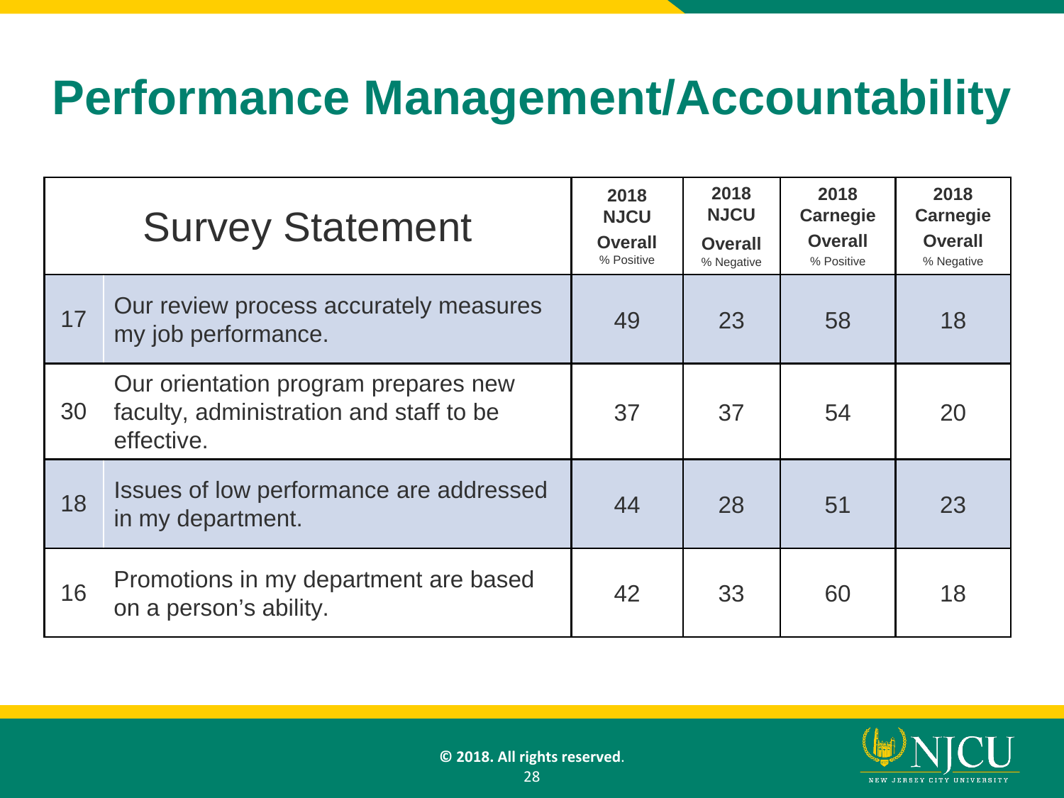# Performance Management/Accountability

| | Survey Statement | 2018 NJCU Overall % Positive | 2018 NJCU Overall % Negative | 2018 Carnegie Overall % Positive | 2018 Carnegie Overall % Negative |
|---|---|---|---|---|---|
| 17 | Our review process accurately measures my job performance. | 49 | 23 | 58 | 18 |
| 30 | Our orientation program prepares new faculty, administration and staff to be effective. | 37 | 37 | 54 | 20 |
| 18 | Issues of low performance are addressed in my department. | 44 | 28 | 51 | 23 |
| 16 | Promotions in my department are based on a person's ability. | 42 | 33 | 60 | 18 |

**© 2018. All rights reserved**.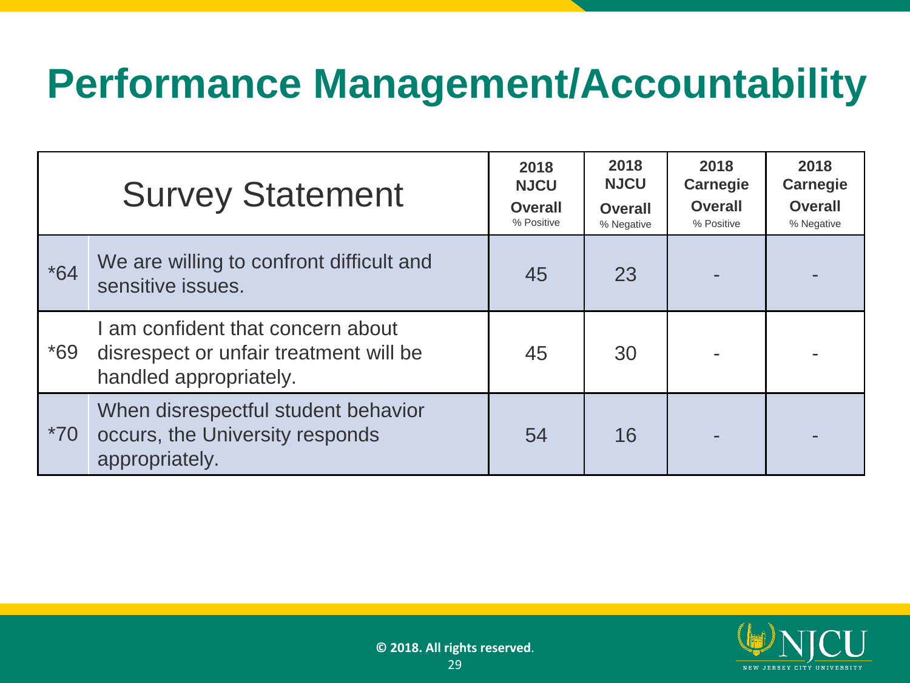# Performance Management/Accountability

| Survey Statement | | 2018 NJCU Overall % Positive | 2018 NJCU Overall % Negative | 2018 Carnegie Overall % Positive | 2018 Carnegie Overall % Negative |
|---|---|---|---|---|---|
| *64 | We are willing to confront difficult and sensitive issues. | 45 | 23 | - | - |
| *69 | I am confident that concern about disrespect or unfair treatment will be handled appropriately. | 45 | 30 | - | - |
| *70 | When disrespectful student behavior occurs, the University responds appropriately. | 54 | 16 | - | - |

© 2018. All rights reserved.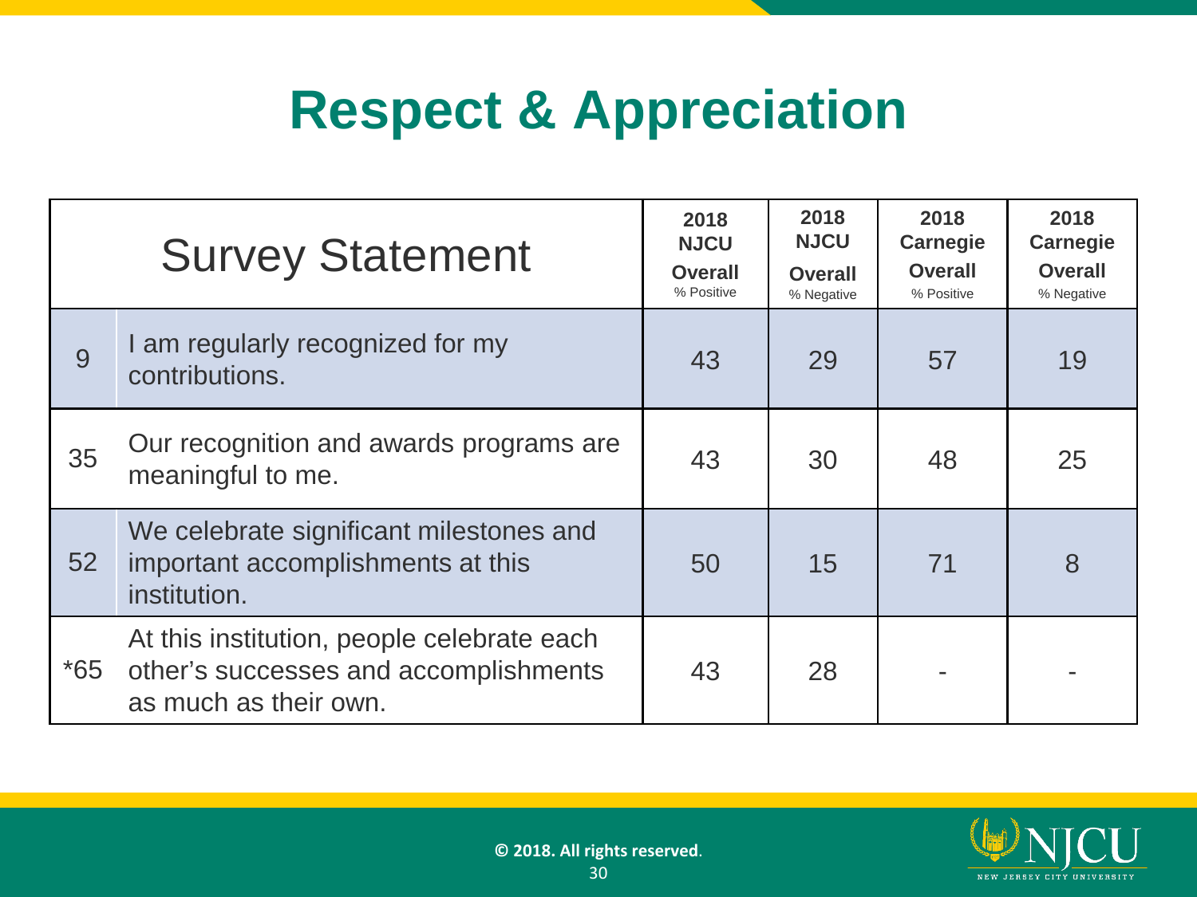# Respect & Appreciation

| | Survey Statement | 2018 NJCU Overall % Positive | 2018 NJCU Overall % Negative | 2018 Carnegie Overall % Positive | 2018 Carnegie Overall % Negative |
|---|---|---|---|---|---|
| 9 | I am regularly recognized for my contributions. | 43 | 29 | 57 | 19 |
| 35 | Our recognition and awards programs are meaningful to me. | 43 | 30 | 48 | 25 |
| 52 | We celebrate significant milestones and important accomplishments at this institution. | 50 | 15 | 71 | 8 |
| *65 | At this institution, people celebrate each other's successes and accomplishments as much as their own. | 43 | 28 | - | - |

**© 2018. All rights reserved**.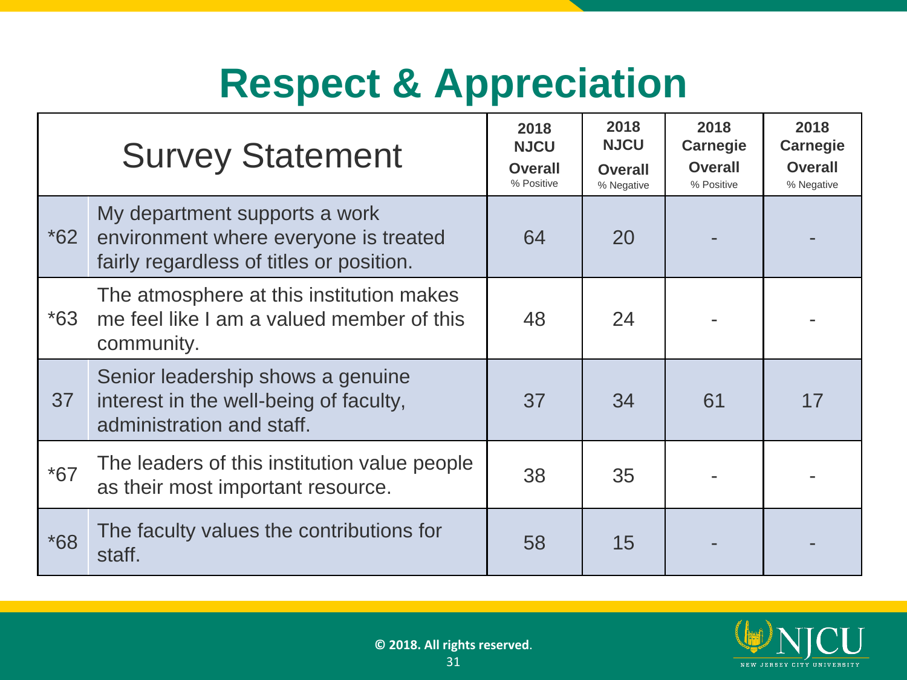# Respect & Appreciation

| | Survey Statement | 2018 NJCU Overall % Positive | 2018 NJCU Overall % Negative | 2018 Carnegie Overall % Positive | 2018 Carnegie Overall % Negative |
|---|---|---|---|---|---|
| *62 | My department supports a work environment where everyone is treated fairly regardless of titles or position. | 64 | 20 | - | - |
| *63 | The atmosphere at this institution makes me feel like I am a valued member of this community. | 48 | 24 | - | - |
| 37 | Senior leadership shows a genuine interest in the well-being of faculty, administration and staff. | 37 | 34 | 61 | 17 |
| *67 | The leaders of this institution value people as their most important resource. | 38 | 35 | - | - |
| *68 | The faculty values the contributions for staff. | 58 | 15 | - | - |

© 2018. All rights reserved.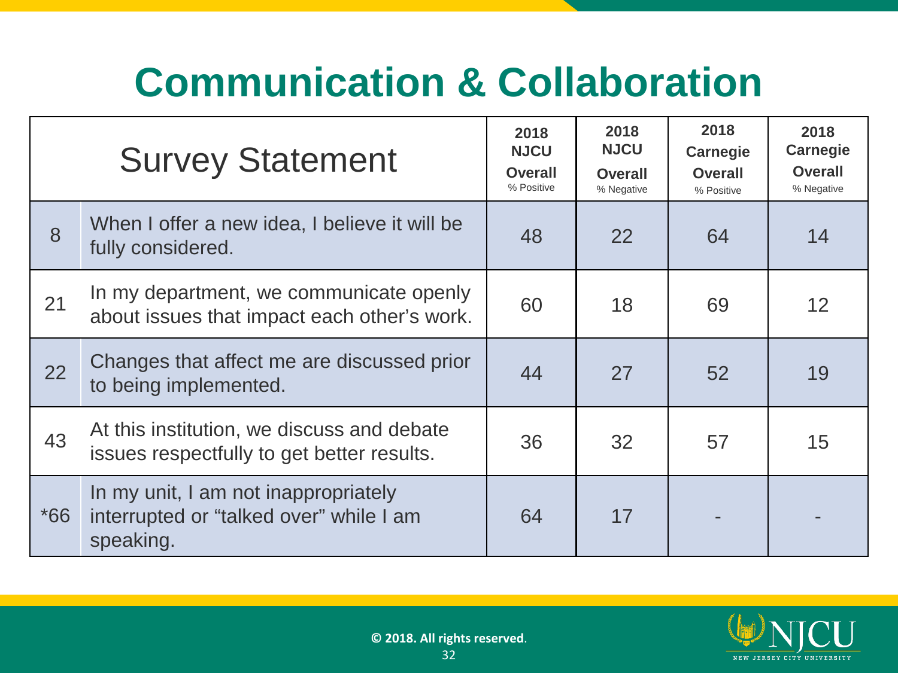# Communication & Collaboration

| | Survey Statement | 2018 NJCU Overall % Positive | 2018 NJCU Overall % Negative | 2018 Carnegie Overall % Positive | 2018 Carnegie Overall % Negative |
|---|---|---|---|---|---|
| 8 | When I offer a new idea, I believe it will be fully considered. | 48 | 22 | 64 | 14 |
| 21 | In my department, we communicate openly about issues that impact each other's work. | 60 | 18 | 69 | 12 |
| 22 | Changes that affect me are discussed prior to being implemented. | 44 | 27 | 52 | 19 |
| 43 | At this institution, we discuss and debate issues respectfully to get better results. | 36 | 32 | 57 | 15 |
| *66 | In my unit, I am not inappropriately interrupted or "talked over" while I am speaking. | 64 | 17 | - | - |

**© 2018. All rights reserved**.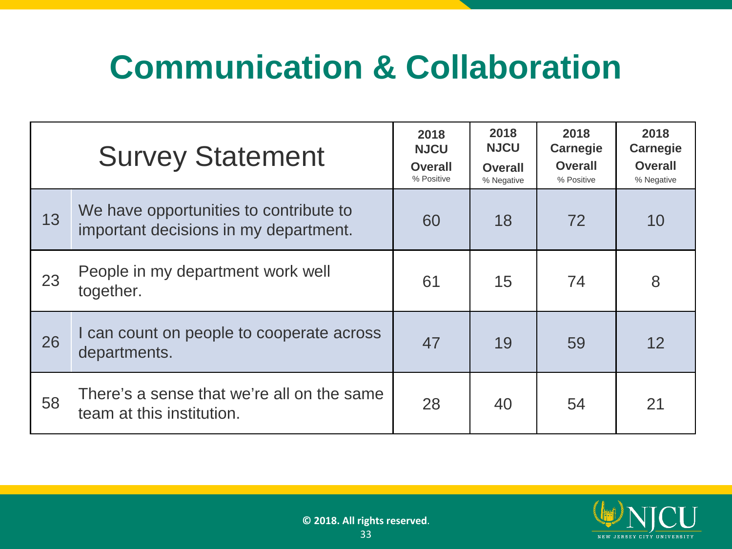# Communication & Collaboration

| | Survey Statement | 2018 NJCU Overall % Positive | 2018 NJCU Overall % Negative | 2018 Carnegie Overall % Positive | 2018 Carnegie Overall % Negative |
|---|---|---|---|---|---|
| 13 | We have opportunities to contribute to important decisions in my department. | 60 | 18 | 72 | 10 |
| 23 | People in my department work well together. | 61 | 15 | 74 | 8 |
| 26 | I can count on people to cooperate across departments. | 47 | 19 | 59 | 12 |
| 58 | There's a sense that we're all on the same team at this institution. | 28 | 40 | 54 | 21 |

© 2018. All rights reserved.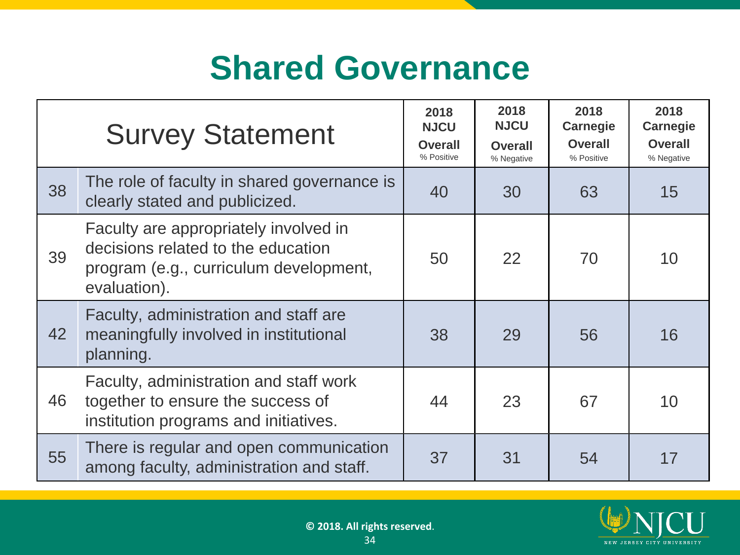# Shared Governance

| # | Survey Statement | 2018 NJCU Overall % Positive | 2018 NJCU Overall % Negative | 2018 Carnegie Overall % Positive | 2018 Carnegie Overall % Negative |
|---|---|---|---|---|---|
| 38 | The role of faculty in shared governance is clearly stated and publicized. | 40 | 30 | 63 | 15 |
| 39 | Faculty are appropriately involved in decisions related to the education program (e.g., curriculum development, evaluation). | 50 | 22 | 70 | 10 |
| 42 | Faculty, administration and staff are meaningfully involved in institutional planning. | 38 | 29 | 56 | 16 |
| 46 | Faculty, administration and staff work together to ensure the success of institution programs and initiatives. | 44 | 23 | 67 | 10 |
| 55 | There is regular and open communication among faculty, administration and staff. | 37 | 31 | 54 | 17 |

**© 2018. All rights reserved.**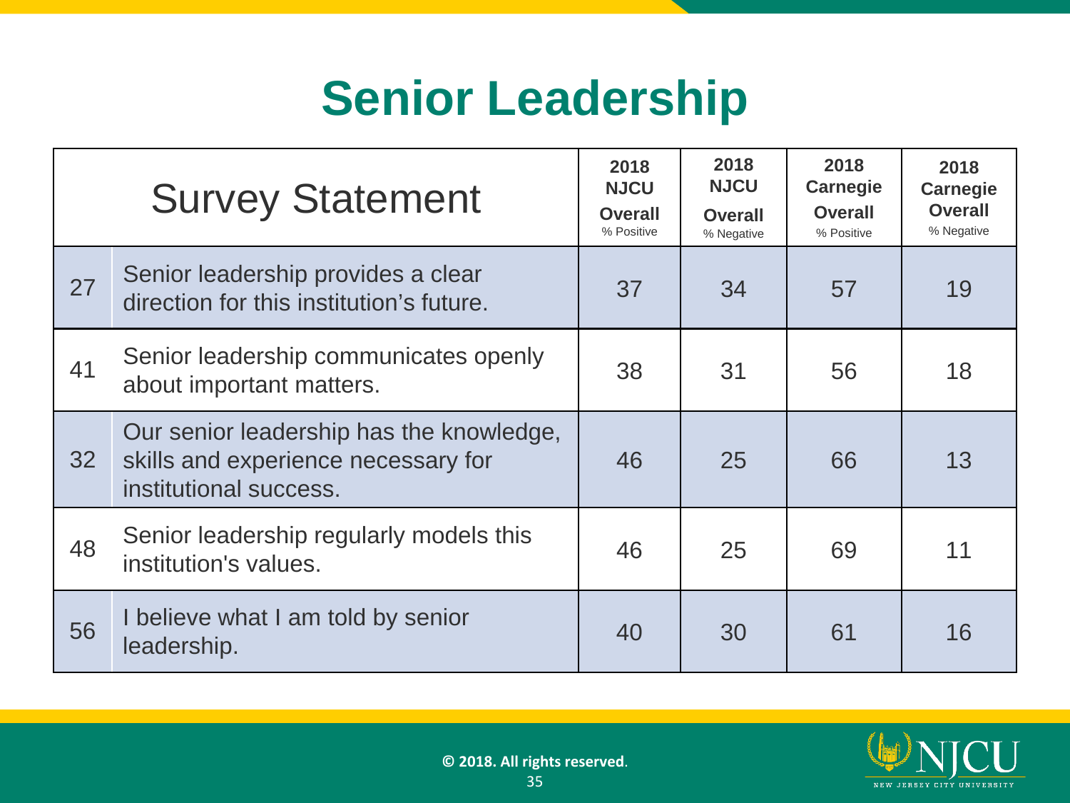# Senior Leadership

| # | Survey Statement | 2018 NJCU Overall % Positive | 2018 NJCU Overall % Negative | 2018 Carnegie Overall % Positive | 2018 Carnegie Overall % Negative |
|---|---|---|---|---|---|
| 27 | Senior leadership provides a clear direction for this institution's future. | 37 | 34 | 57 | 19 |
| 41 | Senior leadership communicates openly about important matters. | 38 | 31 | 56 | 18 |
| 32 | Our senior leadership has the knowledge, skills and experience necessary for institutional success. | 46 | 25 | 66 | 13 |
| 48 | Senior leadership regularly models this institution's values. | 46 | 25 | 69 | 11 |
| 56 | I believe what I am told by senior leadership. | 40 | 30 | 61 | 16 |

© 2018. All rights reserved.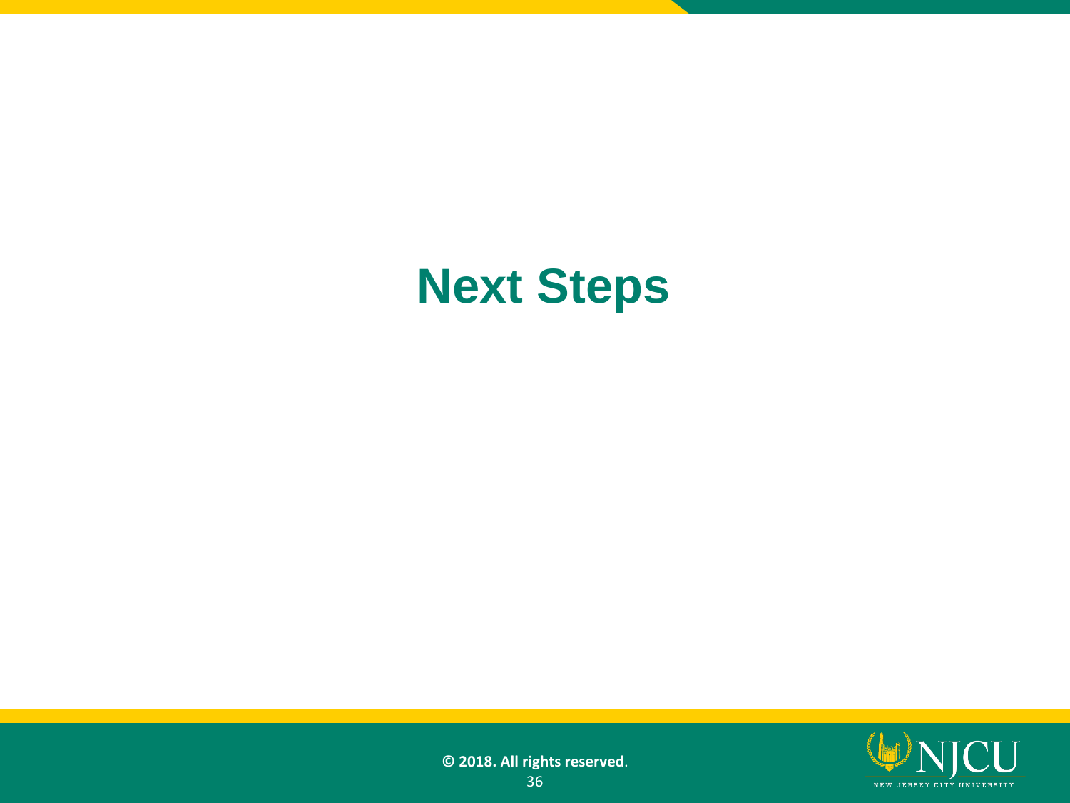# Next Steps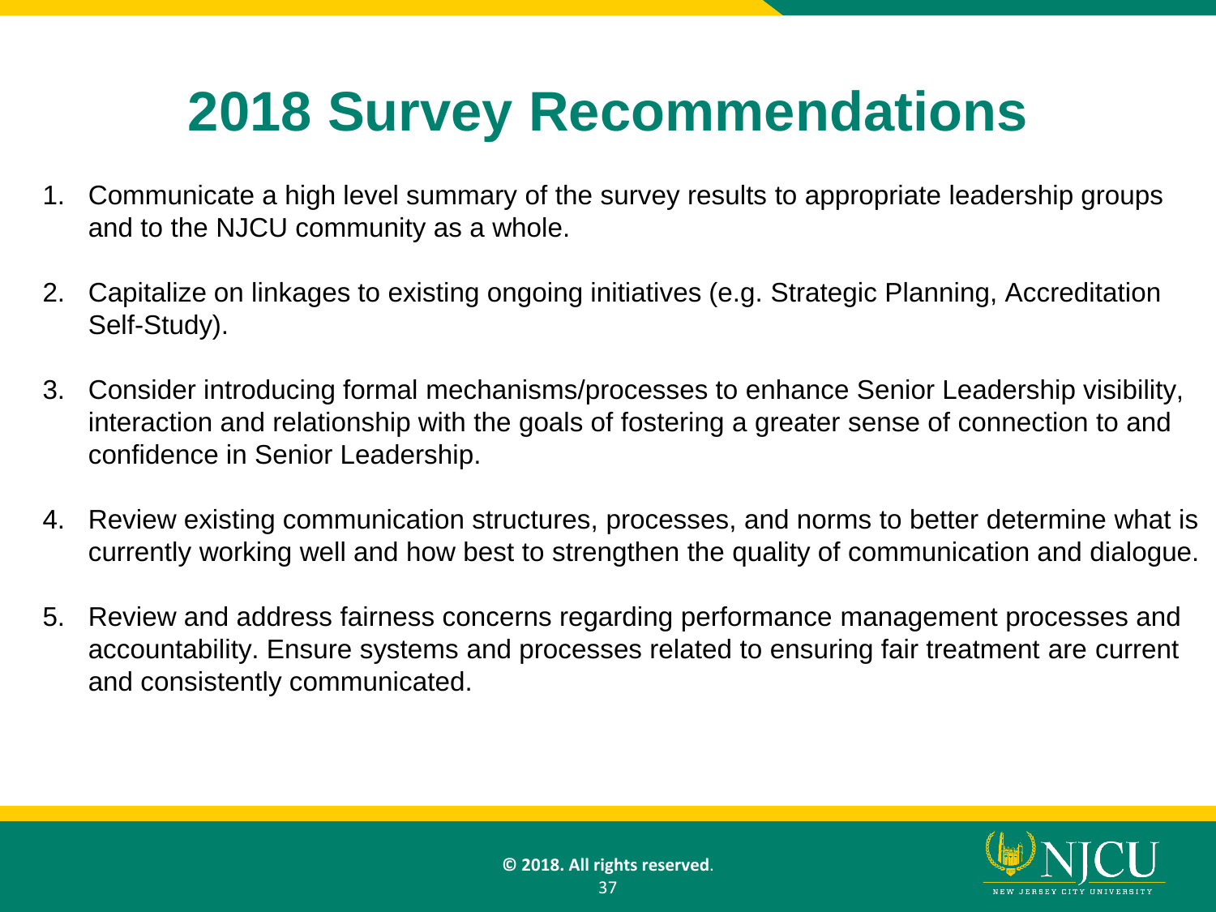# 2018 Survey Recommendations

1. Communicate a high level summary of the survey results to appropriate leadership groups and to the NJCU community as a whole.

2. Capitalize on linkages to existing ongoing initiatives (e.g. Strategic Planning, Accreditation Self-Study).

3. Consider introducing formal mechanisms/processes to enhance Senior Leadership visibility, interaction and relationship with the goals of fostering a greater sense of connection to and confidence in Senior Leadership.

4. Review existing communication structures, processes, and norms to better determine what is currently working well and how best to strengthen the quality of communication and dialogue.

5. Review and address fairness concerns regarding performance management processes and accountability. Ensure systems and processes related to ensuring fair treatment are current and consistently communicated.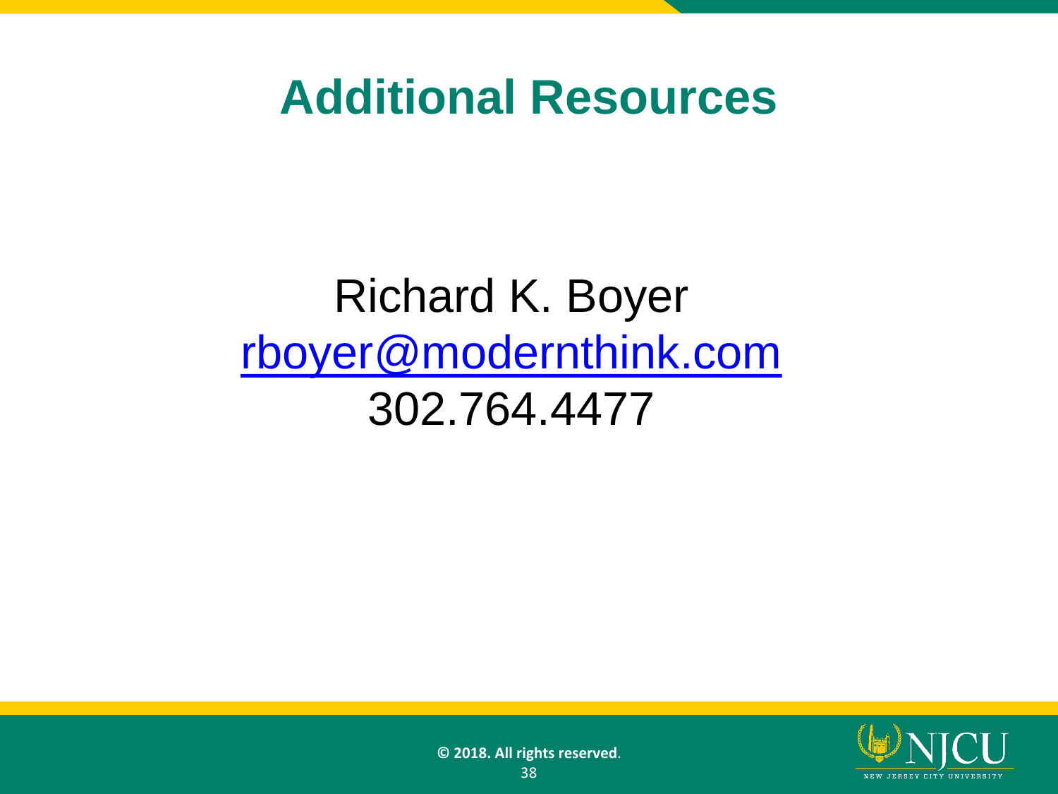# Additional Resources

Richard K. Boyer

rboyer@modernthink.com

302.764.4477

© 2018. All rights reserved.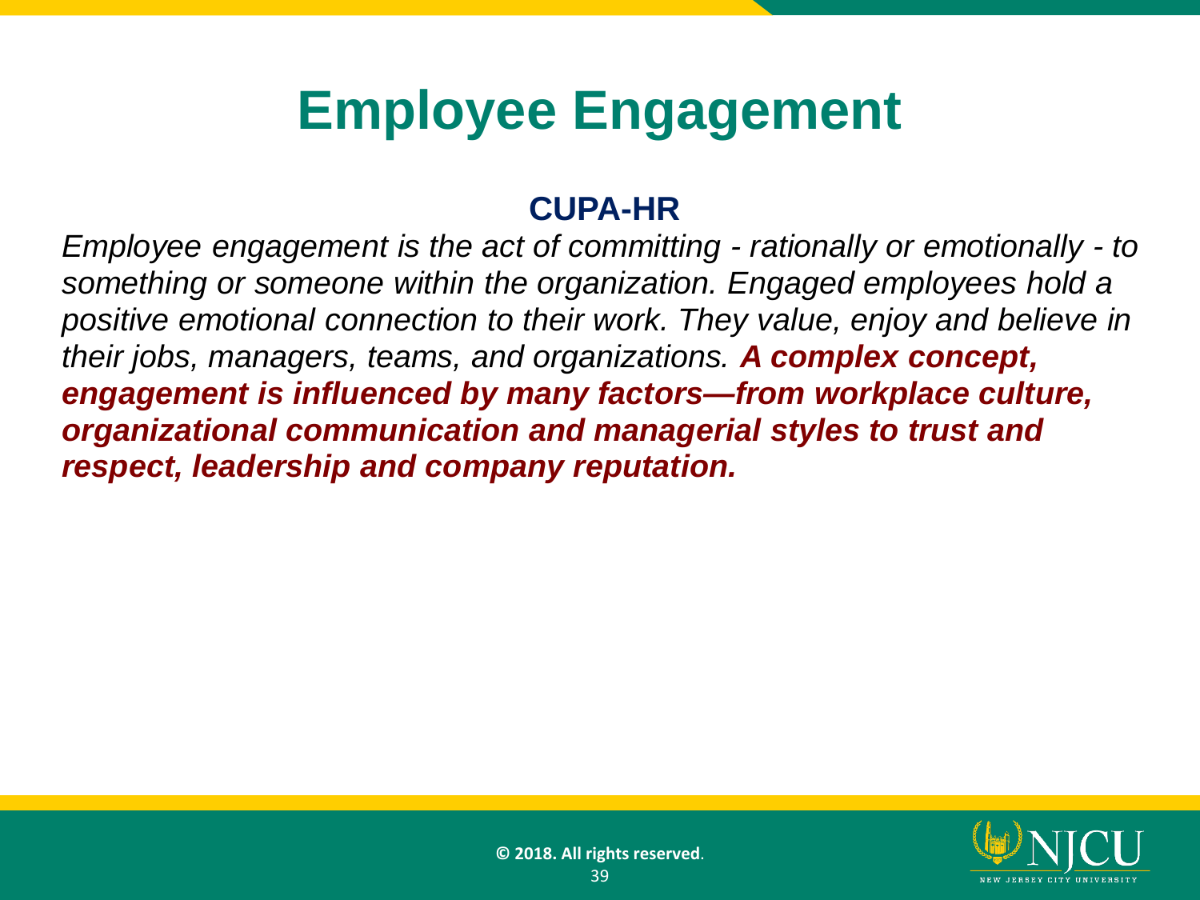# Employee Engagement

**CUPA-HR**

*Employee engagement is the act of committing - rationally or emotionally - to something or someone within the organization. Engaged employees hold a positive emotional connection to their work. They value, enjoy and believe in their jobs, managers, teams, and organizations.* ***A complex concept, engagement is influenced by many factors—from workplace culture, organizational communication and managerial styles to trust and respect, leadership and company reputation.***

**© 2018. All rights reserved**.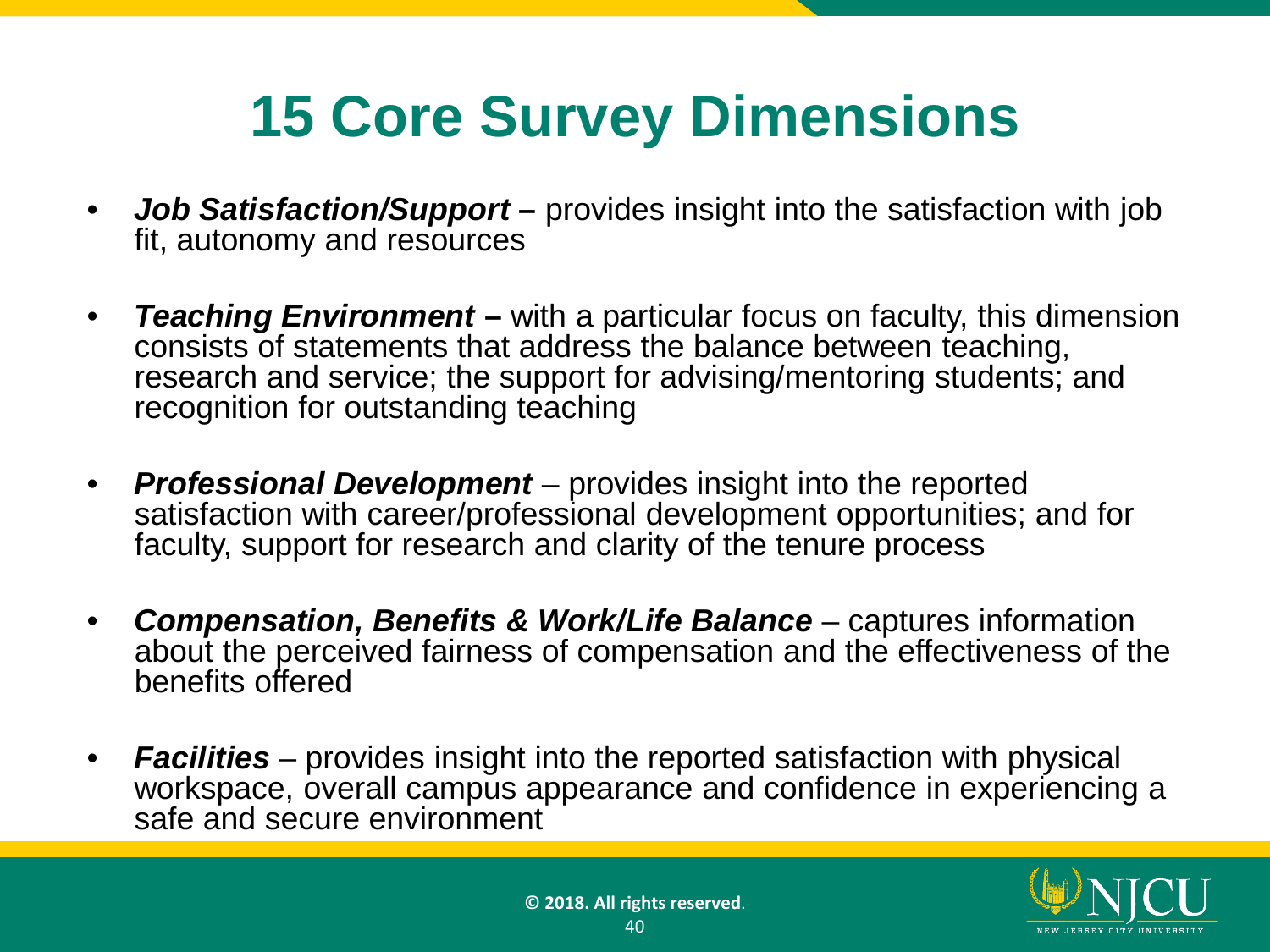# 15 Core Survey Dimensions

- ***Job Satisfaction/Support –*** provides insight into the satisfaction with job fit, autonomy and resources
- ***Teaching Environment –*** with a particular focus on faculty, this dimension consists of statements that address the balance between teaching, research and service; the support for advising/mentoring students; and recognition for outstanding teaching
- ***Professional Development*** – provides insight into the reported satisfaction with career/professional development opportunities; and for faculty, support for research and clarity of the tenure process
- ***Compensation, Benefits & Work/Life Balance*** – captures information about the perceived fairness of compensation and the effectiveness of the benefits offered
- ***Facilities*** – provides insight into the reported satisfaction with physical workspace, overall campus appearance and confidence in experiencing a safe and secure environment

**© 2018. All rights reserved**.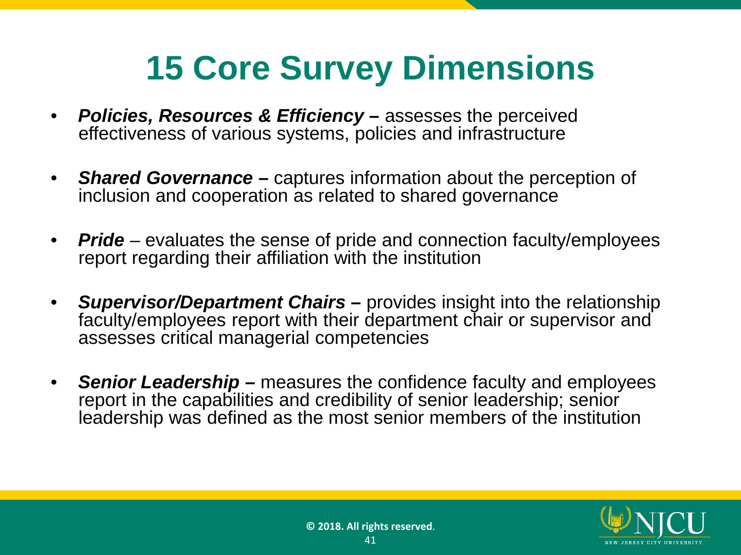# 15 Core Survey Dimensions

- ***Policies, Resources & Efficiency* –** assesses the perceived effectiveness of various systems, policies and infrastructure
- ***Shared Governance* –** captures information about the perception of inclusion and cooperation as related to shared governance
- ***Pride*** – evaluates the sense of pride and connection faculty/employees report regarding their affiliation with the institution
- ***Supervisor/Department Chairs* –** provides insight into the relationship faculty/employees report with their department chair or supervisor and assesses critical managerial competencies
- ***Senior Leadership* –** measures the confidence faculty and employees report in the capabilities and credibility of senior leadership; senior leadership was defined as the most senior members of the institution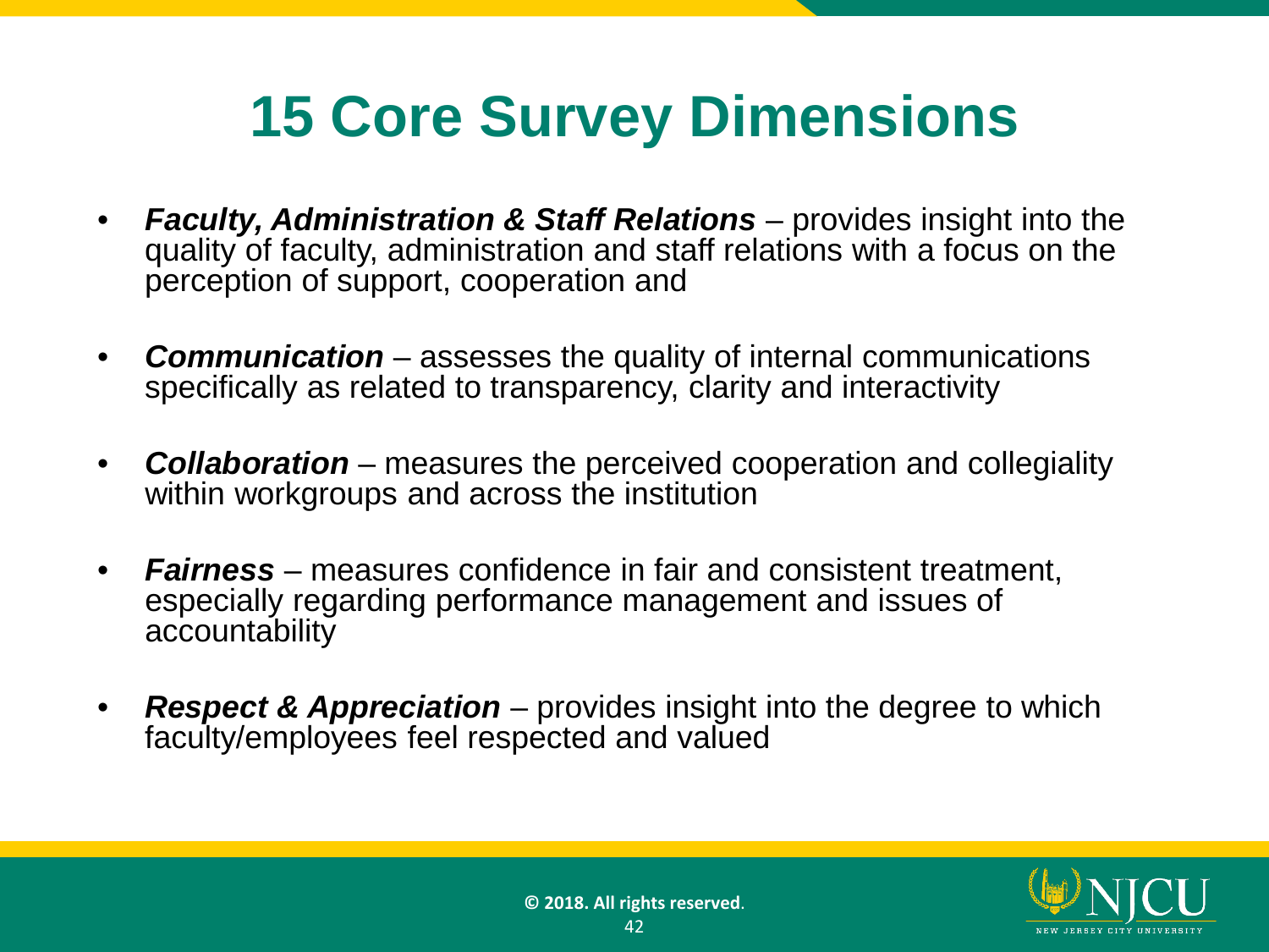# 15 Core Survey Dimensions

- ***Faculty, Administration & Staff Relations*** – provides insight into the quality of faculty, administration and staff relations with a focus on the perception of support, cooperation and
- ***Communication*** – assesses the quality of internal communications specifically as related to transparency, clarity and interactivity
- ***Collaboration*** – measures the perceived cooperation and collegiality within workgroups and across the institution
- ***Fairness*** – measures confidence in fair and consistent treatment, especially regarding performance management and issues of accountability
- ***Respect & Appreciation*** – provides insight into the degree to which faculty/employees feel respected and valued

**© 2018. All rights reserved**.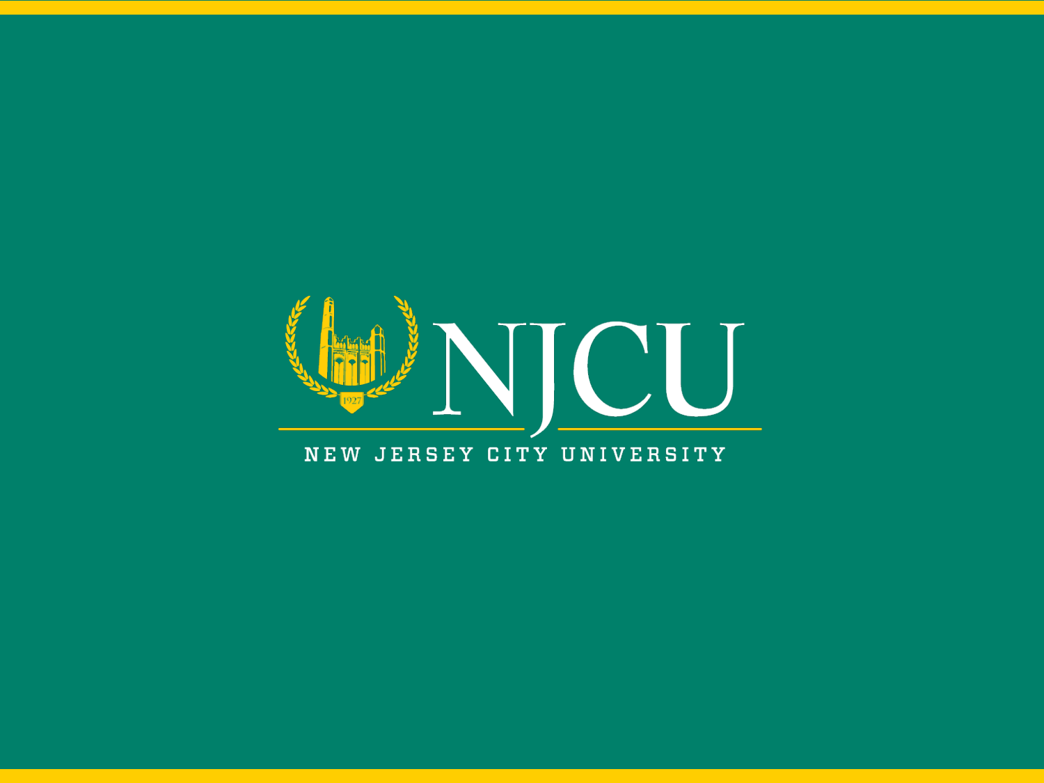NJCU

NEW JERSEY CITY UNIVERSITY